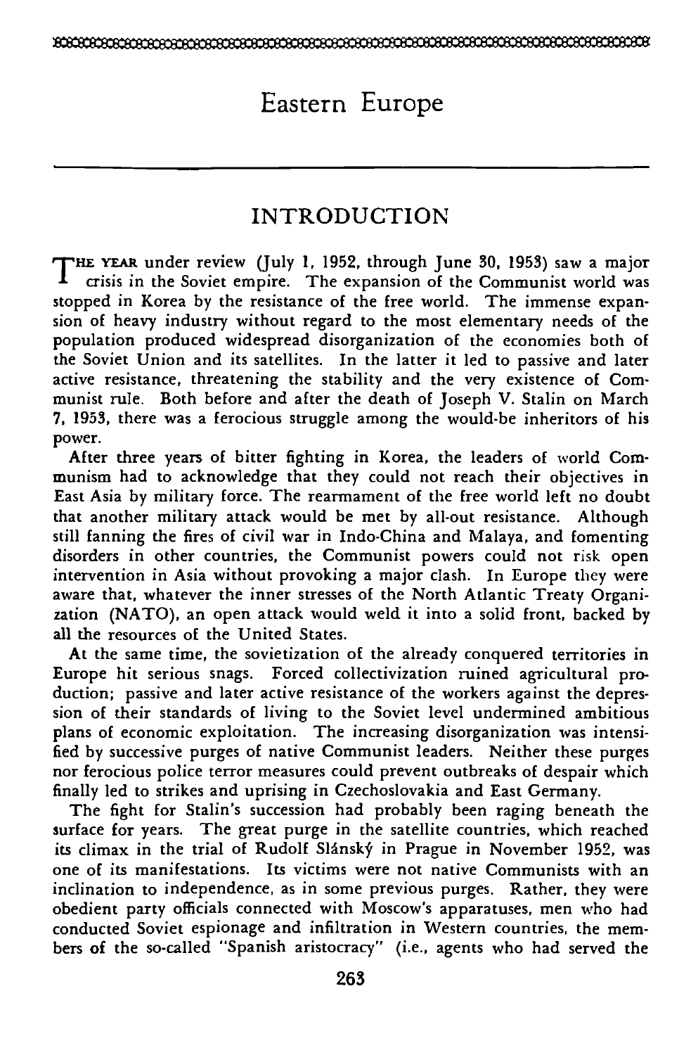# Eastern Europe

## INTRODUCTION

THE YEAR under review (July 1, 1952, through June 30, 1953) saw a major crisis in the Soviet empire. The expansion of the Communist world was stopped in Korea by the resistance of the free world. The immense expansion of heavy industry without regard to the most elementary needs of the population produced widespread disorganization of the economies both of the Soviet Union and its satellites. In the latter it led to passive and later active resistance, threatening the stability and the very existence of Communist rule. Both before and after the death of Joseph V. Stalin on March 7, 1953, there was a ferocious struggle among the would-be inheritors of his power.

After three years of bitter fighting in Korea, the leaders of world Communism had to acknowledge that they could not reach their objectives in East Asia by military force. The rearmament of the free world left no doubt that another military attack would be met by all-out resistance. Although still fanning the fires of civil war in Indo-China and Malaya, and fomenting disorders in other countries, the Communist powers could not risk open intervention in Asia without provoking a major clash. In Europe they were aware that, whatever the inner stresses of the North Atlantic Treaty Organization (NATO), an open attack would weld it into a solid front, backed by all the resources of the United States.

At the same time, the sovietization of the already conquered territories in Europe hit serious snags. Forced collectivization ruined agricultural production; passive and later active resistance of the workers against the depression of their standards of living to the Soviet level undermined ambitious plans of economic exploitation. The increasing disorganization was intensified by successive purges of native Communist leaders. Neither these purges nor ferocious police terror measures could prevent outbreaks of despair which finally led to strikes and uprising in Czechoslovakia and East Germany.

The fight for Stalin's succession had probably been raging beneath the surface for years. The great purge in the satellite countries, which reached its climax in the trial of Rudolf Slánský in Prague in November 1952, was one of its manifestations. Its victims were not native Communists with an inclination to independence, as in some previous purges. Rather, they were obedient party officials connected with Moscow's apparatuses, men who had conducted Soviet espionage and infiltration in Western countries, the members of the so-called "Spanish aristocracy" (i.e., agents who had served the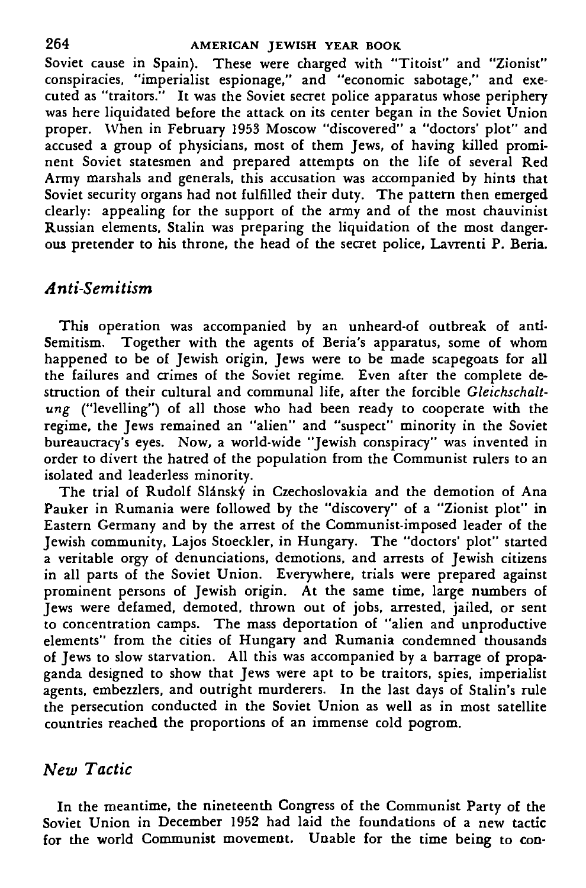Soviet cause in Spain). These were charged with "Titoist" and "Zionist" conspiracies, "imperialist espionage," and "economic sabotage," and executed as "traitors." It was the Soviet secret police apparatus whose periphery was here liquidated before the attack on its center began in the Soviet Union proper. When in February 1953 Moscow "discovered" a "doctors' plot" and accused a group of physicians, most of them Jews, of having killed prominent Soviet statesmen and prepared attempts on the life of several Red Army marshals and generals, this accusation was accompanied by hints that Soviet security organs had not fulfilled their duty. The pattern then emerged clearly: appealing for the support of the army and of the most chauvinist Russian elements, Stalin was preparing the liquidation of the most dangerous pretender to his throne, the head of the secret police, Lavrenti P. Beria.

## *Anti-Semitism*

This operation was accompanied by an unheard-of outbreak of anti-Semitism. Together with the agents of Beria's apparatus, some of whom happened to be of Jewish origin, Jews were to be made scapegoats for all the failures and crimes of the Soviet regime. Even after the complete destruction of their cultural and communal life, after the forcible *Gleichschaltung* ("levelling") of all those who had been ready to cooperate with the regime, the Jews remained an "alien" and "suspect" minority in the Soviet bureaucracy's eyes. Now, a world-wide "Jewish conspiracy" was invented in order to divert the hatred of the population from the Communist rulers to an isolated and leaderless minority.

The trial of Rudolf Slánský in Czechoslovakia and the demotion of Ana Pauker in Rumania were followed by the "discovery" of a "Zionist plot" in Eastern Germany and by the arrest of the Communist-imposed leader of the Jewish community, Lajos Stoeckler, in Hungary. The "doctors' plot" started a veritable orgy of denunciations, demotions, and arrests of Jewish citizens in all parts of the Soviet Union. Everywhere, trials were prepared against prominent persons of Jewish origin. At the same time, large numbers of Jews were defamed, demoted, thrown out of jobs, arrested, jailed, or sent to concentration camps. The mass deportation of "alien and unproductive elements" from the cities of Hungary and Rumania condemned thousands of Jews to slow starvation. All this was accompanied by a barrage of propaganda designed to show that Jews were apt to be traitors, spies, imperialist agents, embezzlers, and outright murderers. In the last days of Stalin's rule the persecution conducted in the Soviet Union as well as in most satellite countries reached the proportions of an immense cold pogrom.

## *New Tactic*

In the meantime, the nineteenth Congress of the Communist Party of the Soviet Union in December 1952 had laid the foundations of a new tactic for the world Communist movement. Unable for the time being to con-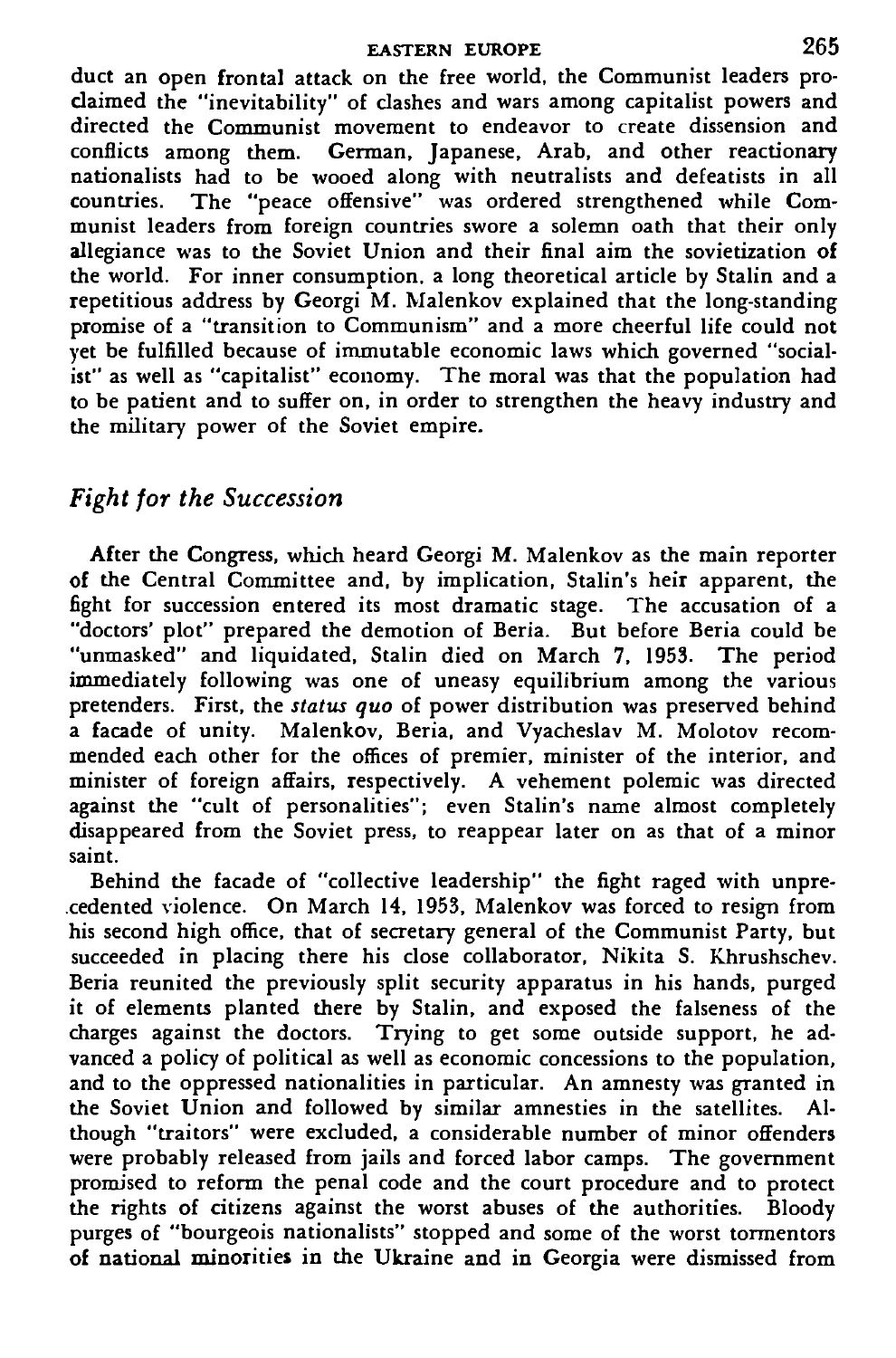duct an open frontal attack on the free world, the Communist leaders proclaimed the "inevitability" of clashes and wars among capitalist powers and directed the Communist movement to endeavor to create dissension and conflicts among them. German, Japanese, Arab, and other reactionary nationalists had to be wooed along with neutralists and defeatists in all countries. The "peace offensive" was ordered strengthened while Communist leaders from foreign countries swore a solemn oath that their only allegiance was to the Soviet Union and their final aim the sovietization of the world. For inner consumption, a long theoretical article by Stalin and a repetitious address by Georgi M. Malenkov explained that the long-standing promise of a "transition to Communism" and a more cheerful life could not yet be fulfilled because of immutable economic laws which governed "socialist" as well as "capitalist" economy. The moral was that the population had to be patient and to suffer on, in order to strengthen the heavy industry and the military power of the Soviet empire.

## *Fight for the Succession*

After the Congress, which heard Georgi M. Malenkov as the main reporter of the Central Committee and, by implication, Stalin's heir apparent, the fight for succession entered its most dramatic stage. The accusation of a "doctors' plot" prepared the demotion of Beria. But before Beria could be "unmasked" and liquidated, Stalin died on March 7, 1953. The period immediately following was one of uneasy equilibrium among the various pretenders. First, the *status quo* of power distribution was preserved behind a facade of unity. Malenkov, Beria, and Vyacheslav M. Molotov recommended each other for the offices of premier, minister of the interior, and minister of foreign affairs, respectively. A vehement polemic was directed against the "cult of personalities"; even Stalin's name almost completely disappeared from the Soviet press, to reappear later on as that of a minor saint.

Behind the facade of "collective leadership" the fight raged with unprecedented violence. On March 14, 1953, Malenkov was forced to resign from his second high office, that of secretary general of the Communist Party, but succeeded in placing there his close collaborator, Nikita S. Khrushchev. Beria reunited the previously split security apparatus in his hands, purged it of elements planted there by Stalin, and exposed the falseness of the charges against the doctors. Trying to get some outside support, he advanced a policy of political as well as economic concessions to the population, and to the oppressed nationalities in particular. An amnesty was granted in the Soviet Union and followed by similar amnesties in the satellites. Although "traitors" were excluded, a considerable number of minor offenders were probably released from jails and forced labor camps. The government promised to reform the penal code and the court procedure and to protect the rights of citizens against the worst abuses of the authorities. Bloody purges of "bourgeois nationalists" stopped and some of the worst tormentors of national minorities in the Ukraine and in Georgia were dismissed from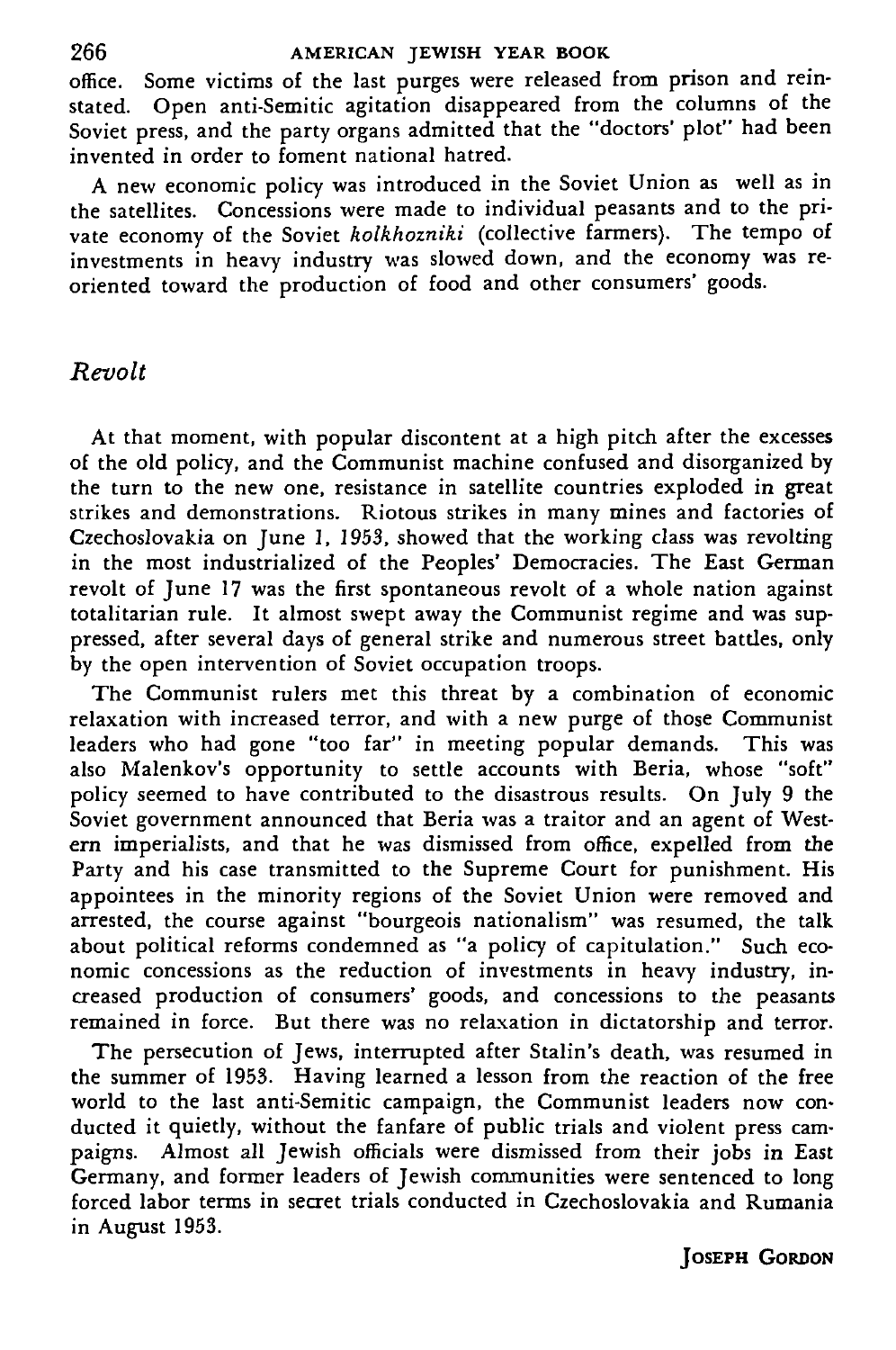office. Some victims of the last purges were released from prison and reinstated. Open anti-Semitic agitation disappeared from the columns of the Soviet press, and the party organs admitted that the "doctors' plot" had been invented in order to foment national hatred.

A new economic policy was introduced in the Soviet Union as well as in the satellites. Concessions were made to individual peasants and to the private economy of the Soviet *kolkhozniki* (collective farmers). The tempo of investments in heavy industry was slowed down, and the economy was reoriented toward the production of food and other consumers' goods.

## *Revolt*

At that moment, with popular discontent at a high pitch after the excesses of the old policy, and the Communist machine confused and disorganized by the turn to the new one, resistance in satellite countries exploded in great strikes and demonstrations. Riotous strikes in many mines and factories of Czechoslovakia on June 1, 1953, showed that the working class was revolting in the most industrialized of the Peoples' Democracies. The East German revolt of June 17 was the first spontaneous revolt of a whole nation against totalitarian rule. It almost swept away the Communist regime and was suppressed, after several days of general strike and numerous street battles, only by the open intervention of Soviet occupation troops.

The Communist rulers met this threat by a combination of economic relaxation with increased terror, and with a new purge of those Communist leaders who had gone "too far" in meeting popular demands. This was also Malenkov's opportunity to settle accounts with Beria, whose "soft" policy seemed to have contributed to the disastrous results. On July 9 the Soviet government announced that Beria was a traitor and an agent of Western imperialists, and that he was dismissed from office, expelled from the Party and his case transmitted to the Supreme Court for punishment. His appointees in the minority regions of the Soviet Union were removed and arrested, the course against "bourgeois nationalism" was resumed, the talk about political reforms condemned as "a policy of capitulation." Such economic concessions as the reduction of investments in heavy industry, increased production of consumers' goods, and concessions to the peasants remained in force. But there was no relaxation in dictatorship and terror.

The persecution of Jews, interrupted after Stalin's death, was resumed in the summer of 1953. Having learned a lesson from the reaction of the free world to the last anti-Semitic campaign, the Communist leaders now conducted it quietly, without the fanfare of public trials and violent press campaigns. Almost all Jewish officials were dismissed from their jobs in East Germany, and former leaders of Jewish communities were sentenced to long forced labor terms in secret trials conducted in Czechoslovakia and Rumania in August 1953.

JOSEPH GORDON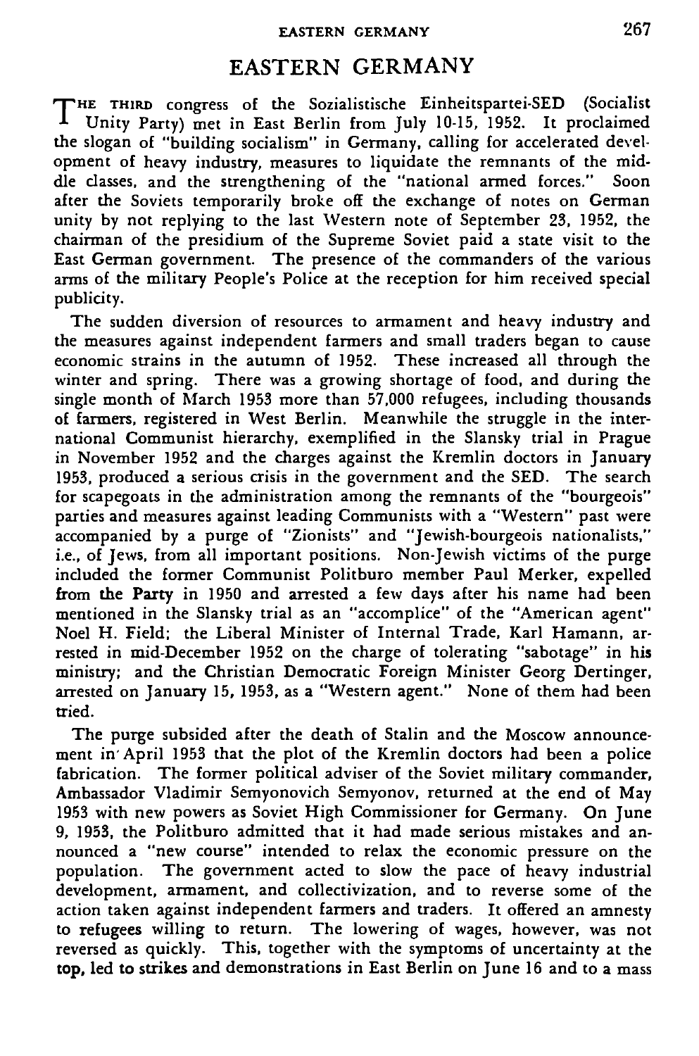# EASTERN GERMANY

THE THIRD congress of the Sozialistische Einheitspartei-SED (Socialist Unity Party) met in East Berlin from July 10-15, 1952. It proclaimed the slogan of "building socialism" in Germany, calling for accelerated development of heavy industry, measures to liquidate the remnants of the middle classes, and the strengthening of the "national armed forces." Soon after the Soviets temporarily broke off the exchange of notes on German unity by not replying to the last Western note of September 23, 1952, the chairman of the presidium of the Supreme Soviet paid a state visit to the East German government. The presence of the commanders of the various arms of the military People's Police at the reception for him received special publicity.

The sudden diversion of resources to armament and heavy industry and the measures against independent farmers and small traders began to cause economic strains in the autumn of 1952. These increased all through the winter and spring. There was a growing shortage of food, and during the single month of March 1953 more than 57,000 refugees, including thousands of farmers, registered in West Berlin. Meanwhile the struggle in the international Communist hierarchy, exemplified in the Slansky trial in Prague in November 1952 and the charges against the Kremlin doctors in January 1953, produced a serious crisis in the government and the SED. The search for scapegoats in the administration among the remnants of the "bourgeois" parties and measures against leading Communists with a "Western" past were accompanied by a purge of "Zionists" and "Jewish-bourgeois nationalists," i.e., of Jews, from all important positions. Non-Jewish victims of the purge included the former Communist Politburo member Paul Merker, expelled from the Party in 1950 and arrested a few days after his name had been mentioned in the Slansky trial as an "accomplice" of the "American agent" Noel H. Field; the Liberal Minister of Internal Trade, Karl Hamann, arrested in mid-December 1952 on the charge of tolerating "sabotage" in his ministry; and the Christian Democratic Foreign Minister Georg Dertinger, arrested on January 15, 1953, as a "Western agent." None of them had been tried.

The purge subsided after the death of Stalin and the Moscow announcement in April 1953 that the plot of the Kremlin doctors had been a police fabrication. The former political adviser of the Soviet military commander, Ambassador Vladimir Semyonovich Semyonov, returned at the end of May 1953 with new powers as Soviet High Commissioner for Germany. On June 9, 1953, the Politburo admitted that it had made serious mistakes and announced a "new course" intended to relax the economic pressure on the population. The government acted to slow the pace of heavy industrial development, armament, and collectivization, and to reverse some of the action taken against independent farmers and traders. It offered an amnesty to refugees willing to return. The lowering of wages, however, was not reversed as quickly. This, together with the symptoms of uncertainty at the top, led to strikes and demonstrations in East Berlin on June 16 and to a mass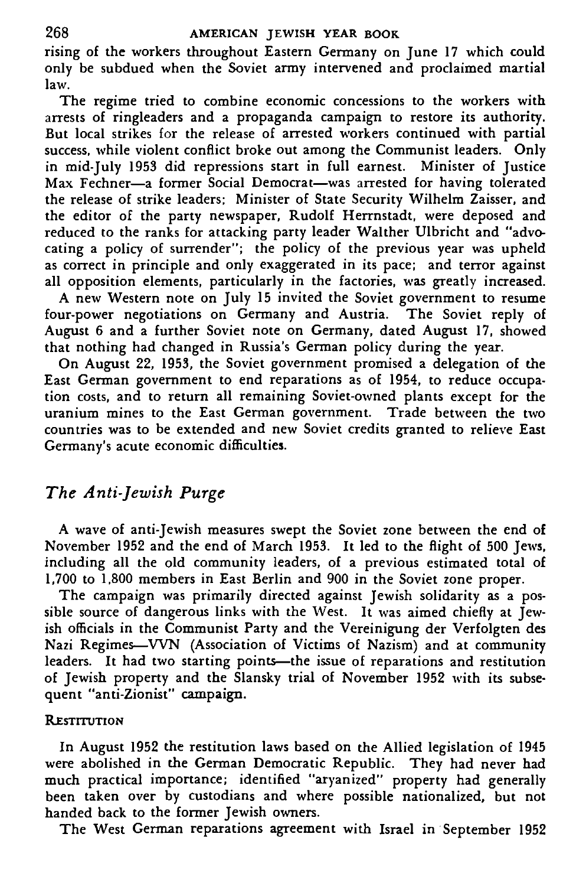rising of the workers throughout Eastern Germany on June 17 which could only be subdued when the Soviet army intervened and proclaimed martial law.

The regime tried to combine economic concessions to the workers with arrests of ringleaders and a propaganda campaign to restore its authority. But local strikes for the release of arrested workers continued with partial success, while violent conflict broke out among the Communist leaders. Only in mid-July 1953 did repressions start in full earnest. Minister of Justice Max Fechner—a former Social Democrat—was arrested for having tolerated the release of strike leaders; Minister of State Security Wilhelm Zaisser, and the editor of the party newspaper, Rudolf Herrnstadt, were deposed and reduced to the ranks for attacking party leader Walther Ulbricht and "advocating a policy of surrender"; the policy of the previous year was upheld as correct in principle and only exaggerated in its pace; and terror against all opposition elements, particularly in the factories, was greatly increased.

A new Western note on July 15 invited the Soviet government to resume four-power negotiations on Germany and Austria. The Soviet reply of August 6 and a further Soviet note on Germany, dated August 17, showed that nothing had changed in Russia's German policy during the year.

On August 22, 1953, the Soviet government promised a delegation of the East German government to end reparations as of 1954, to reduce occupation costs, and to return all remaining Soviet-owned plants except for the uranium mines to the East German government. Trade between the two countries was to be extended and new Soviet credits granted to relieve East Germany's acute economic difficulties.

## *The Anti-Jewish Purge*

A wave of anti-Jewish measures swept the Soviet zone between the end of November 1952 and the end of March 1953. It led to the flight of 500 Jews, including all the old community leaders, of a previous estimated total of 1,700 to 1,800 members in East Berlin and 900 in the Soviet zone proper.

The campaign was primarily directed against Jewish solidarity as a possible source of dangerous links with the West. It was aimed chiefly at Jewish officials in the Communist Party and the Vereinigung der Verfolgten des Nazi Regimes—VVN (Association of Victims of Nazism) and at community leaders. It had two starting points—the issue of reparations and restitution of Jewish property and the Slansky trial of November 1952 with its subsequent "anti-Zionist" campaign.

### Restitution

In August 1952 the restitution laws based on the Allied legislation of 1945 were abolished in the German Democratic Republic. They had never had much practical importance; identified "aryanized" property had generally been taken over by custodians and where possible nationalized, but not handed back to the former Jewish owners.

The West German reparations agreement with Israel in September 1952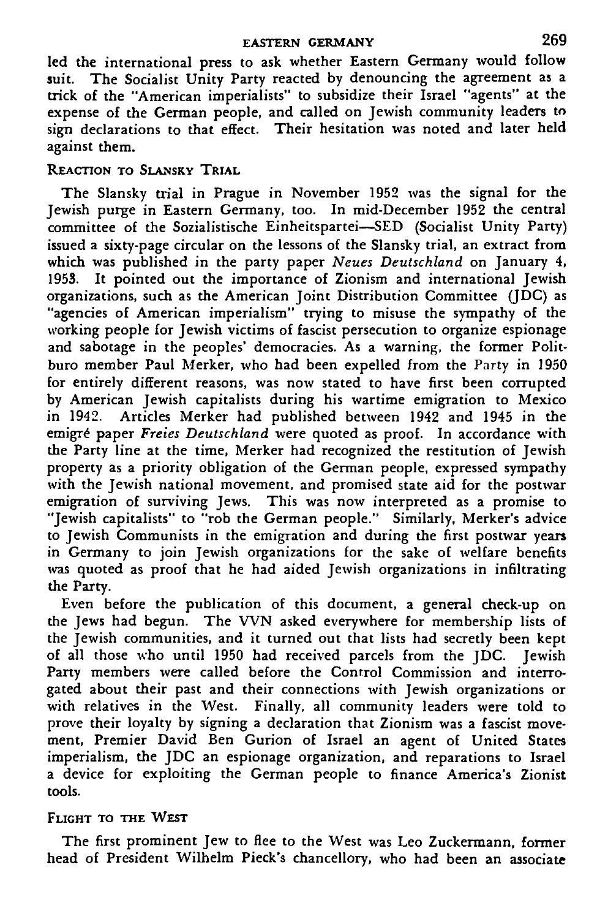led the international press to ask whether Eastern Germany would follow suit. The Socialist Unity Party reacted by denouncing the agreement as a trick of the "American imperialists" to subsidize their Israel "agents" at the expense of the German people, and called on Jewish community leaders to sign declarations to that effect. Their hesitation was noted and later held against them.

### Reaction to Slansky Trial

The Slansky trial in Prague in November 1952 was the signal for the Jewish purge in Eastern Germany, too. In mid-December 1952 the central committee of the Sozialistische Einheitspartei—SED (Socialist Unity Party) issued a sixty-page circular on the lessons of the Slansky trial, an extract from which was published in the party paper *Neues Deutschland* on January 4, 1953. It pointed out the importance of Zionism and international Jewish organizations, such as the American Joint Distribution Committee (JDC) as "agencies of American imperialism" trying to misuse the sympathy of the working people for Jewish victims of fascist persecution to organize espionage and sabotage in the peoples' democracies. As a warning, the former Politburo member Paul Merker, who had been expelled from the Party in 1950 for entirely different reasons, was now stated to have first been corrupted by American Jewish capitalists during his wartime emigration to Mexico in 1942. Articles Merker had published between 1942 and 1945 in the emigré paper *Freies Deutschland* were quoted as proof. In accordance with the Party line at the time, Merker had recognized the restitution of Jewish property as a priority obligation of the German people, expressed sympathy with the Jewish national movement, and promised state aid for the postwar emigration of surviving Jews. This was now interpreted as a promise to "Jewish capitalists" to "rob the German people." Similarly, Merker's advice to Jewish Communists in the emigration and during the first postwar years in Germany to join Jewish organizations for the sake of welfare benefits was quoted as proof that he had aided Jewish organizations in infiltrating the Party.

Even before the publication of this document, a general check-up on the Jews had begun. The VVN asked everywhere for membership lists of the Jewish communities, and it turned out that lists had secretly been kept of all those who until 1950 had received parcels from the JDC. Jewish Party members were called before the Control Commission and interrogated about their past and their connections with Jewish organizations or with relatives in the West. Finally, all community leaders were told to prove their loyalty by signing a declaration that Zionism was a fascist movement, Premier David Ben Gurion of Israel an agent of United States imperialism, the JDC an espionage organization, and reparations to Israel a device for exploiting the German people to finance America's Zionist tools.

### Flight to the West

The first prominent Jew to flee to the West was Leo Zuckermann, former head of President Wilhelm Pieck's chancellory, who had been an associate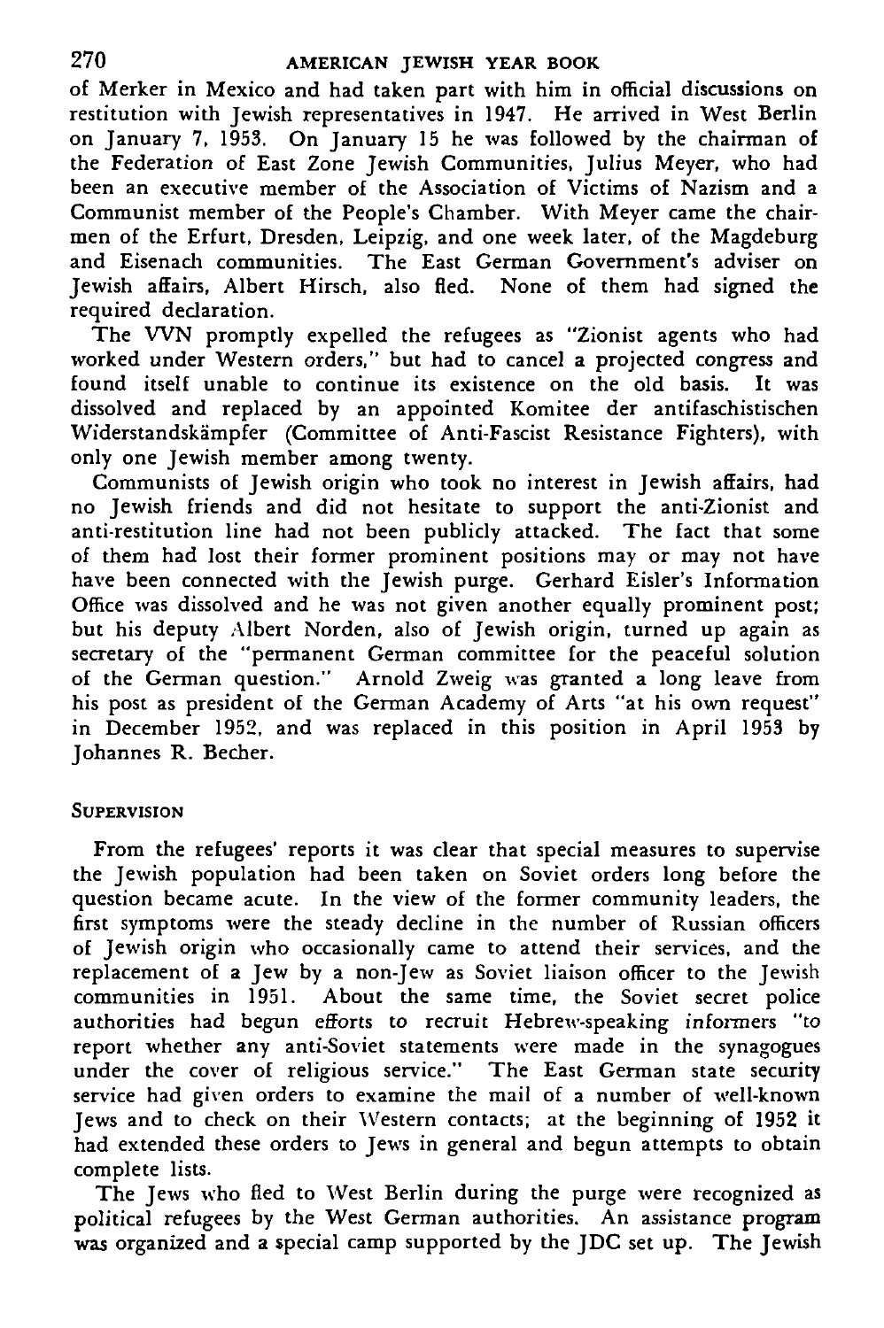of Merker in Mexico and had taken part with him in official discussions on restitution with Jewish representatives in 1947. He arrived in West Berlin on January 7, 1953. On January 15 he was followed by the chairman of the Federation of East Zone Jewish Communities, Julius Meyer, who had been an executive member of the Association of Victims of Nazism and a Communist member of the People's Chamber. With Meyer came the chairmen of the Erfurt, Dresden, Leipzig, and one week later, of the Magdeburg and Eisenach communities. The East German Government's adviser on Jewish affairs, Albert Hirsch, also fled. None of them had signed the required declaration.

The VVN promptly expelled the refugees as "Zionist agents who had worked under Western orders," but had to cancel a projected congress and found itself unable to continue its existence on the old basis. It was dissolved and replaced by an appointed Komitee der antifaschistischen Widerstandskämpfer (Committee of Anti-Fascist Resistance Fighters), with only one Jewish member among twenty.

Communists of Jewish origin who took no interest in Jewish affairs, had no Jewish friends and did not hesitate to support the anti-Zionist and anti-restitution line had not been publicly attacked. The fact that some of them had lost their former prominent positions may or may not have have been connected with the Jewish purge. Gerhard Eisler's Information Office was dissolved and he was not given another equally prominent post; but his deputy Albert Norden, also of Jewish origin, turned up again as secretary of the "permanent German committee for the peaceful solution of the German question." Arnold Zweig was granted a long leave from his post as president of the German Academy of Arts "at his own request" in December 1952, and was replaced in this position in April 1953 by Johannes R. Becher.

### Supervision

From the refugees' reports it was clear that special measures to supervise the Jewish population had been taken on Soviet orders long before the question became acute. In the view of the former community leaders, the first symptoms were the steady decline in the number of Russian officers of Jewish origin who occasionally came to attend their services, and the replacement of a Jew by a non-Jew as Soviet liaison officer to the Jewish communities in 1951. About the same time, the Soviet secret police authorities had begun efforts to recruit Hebrew-speaking informers "to report whether any anti-Soviet statements were made in the synagogues under the cover of religious service." The East German state security service had given orders to examine the mail of a number of well-known Jews and to check on their Western contacts; at the beginning of 1952 it had extended these orders to Jews in general and begun attempts to obtain complete lists.

The Jews who fled to West Berlin during the purge were recognized as political refugees by the West German authorities. An assistance program was organized and a special camp supported by the JDC set up. The Jewish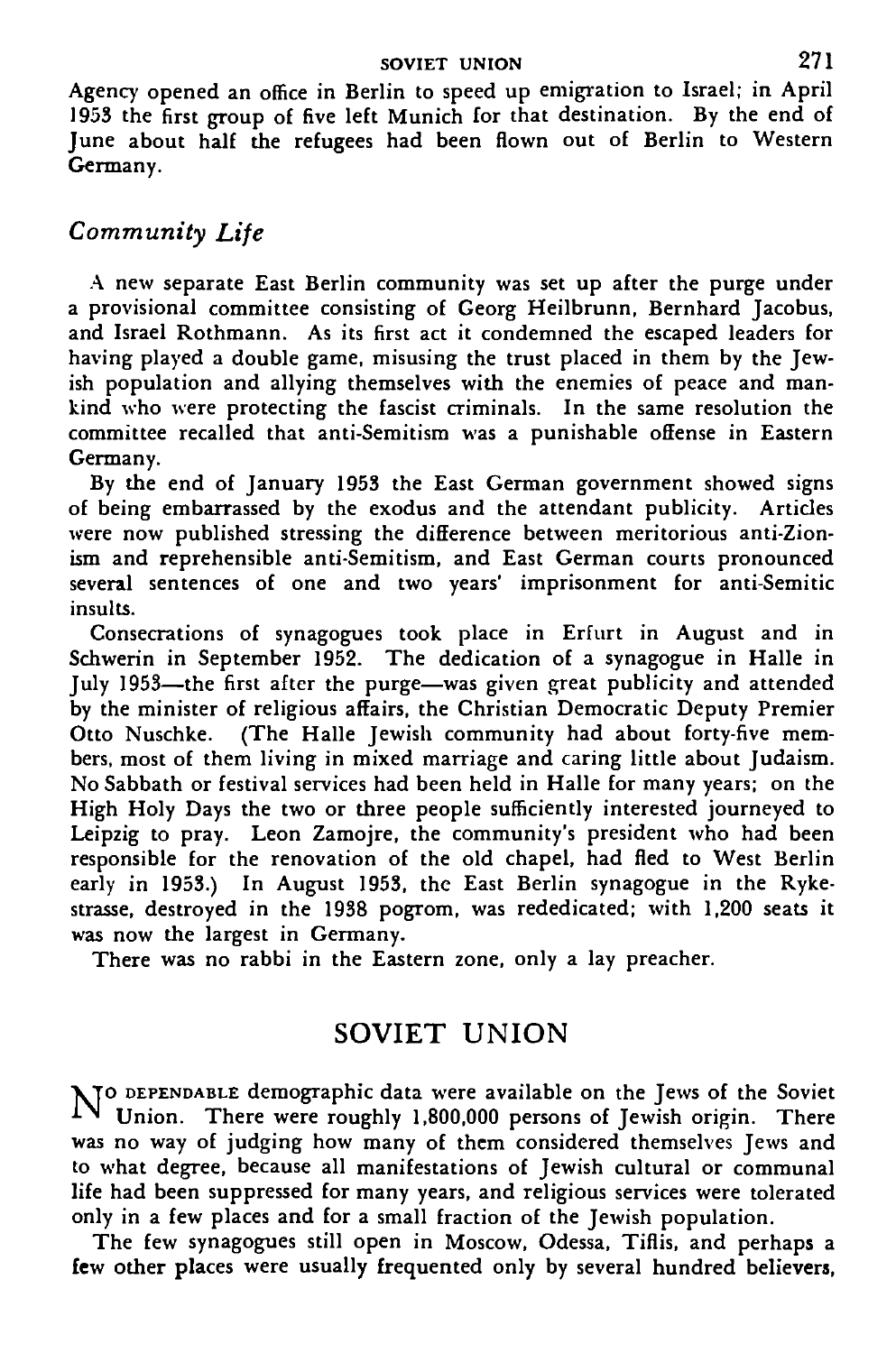Agency opened an office in Berlin to speed up emigration to Israel; in April 1953 the first group of five left Munich for that destination. By the end of June about half the refugees had been flown out of Berlin to Western Germany.

### *Community Life*

A new separate East Berlin community was set up after the purge under a provisional committee consisting of Georg Heilbrunn, Bernhard Jacobus, and Israel Rothmann. As its first act it condemned the escaped leaders for having played a double game, misusing the trust placed in them by the Jewish population and allying themselves with the enemies of peace and mankind who were protecting the fascist criminals. In the same resolution the committee recalled that anti-Semitism was a punishable offense in Eastern Germany.

By the end of January 1953 the East German government showed signs of being embarrassed by the exodus and the attendant publicity. Articles were now published stressing the difference between meritorious anti-Zionism and reprehensible anti-Semitism, and East German courts pronounced several sentences of one and two years' imprisonment for anti-Semitic insults.

Consecrations of synagogues took place in Erfurt in August and in Schwerin in September 1952. The dedication of a synagogue in Halle in July 1953—the first after the purge—was given great publicity and attended by the minister of religious affairs, the Christian Democratic Deputy Premier Otto Nuschke. (The Halle Jewish community had about forty-five members, most of them living in mixed marriage and caring little about Judaism. No Sabbath or festival services had been held in Halle for many years; on the High Holy Days the two or three people sufficiently interested journeyed to Leipzig to pray. Leon Zamojre, the community's president who had been responsible for the renovation of the old chapel, had fled to West Berlin early in 1953.) In August 1953, the East Berlin synagogue in the Rykestrasse, destroyed in the 1938 pogrom, was rededicated; with 1,200 seats it was now the largest in Germany.

There was no rabbi in the Eastern zone, only a lay preacher.

## SOVIET UNION

No DEPENDABLE demographic data were available on the Jews of the Soviet Union. There were roughly 1,800,000 persons of Jewish origin. There was no way of judging how many of them considered themselves Jews and to what degree, because all manifestations of Jewish cultural or communal life had been suppressed for many years, and religious services were tolerated only in a few places and for a small fraction of the Jewish population.

The few synagogues still open in Moscow, Odessa, Tiflis, and perhaps a few other places were usually frequented only by several hundred believers,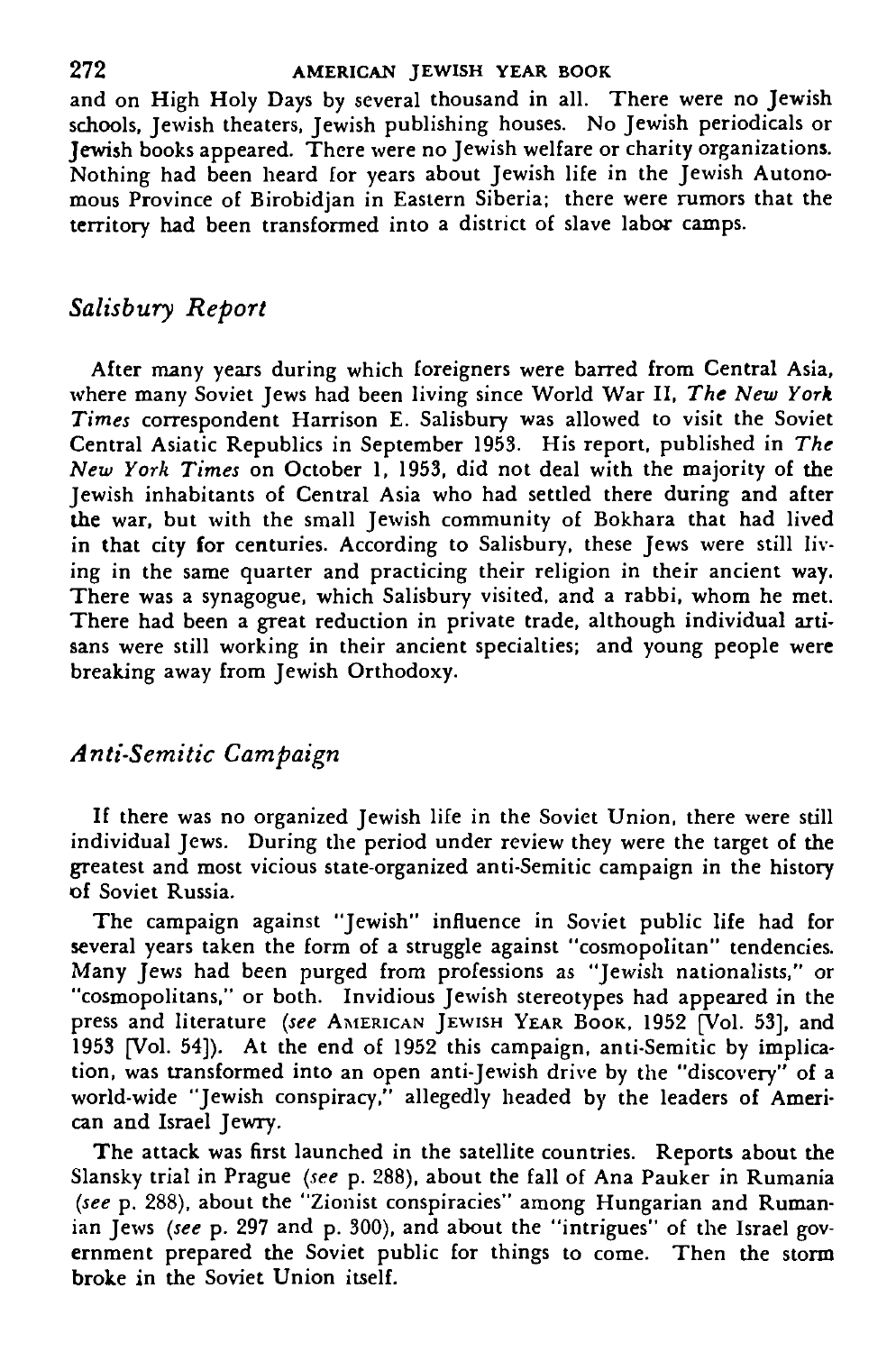and on High Holy Days by several thousand in all. There were no Jewish schools, Jewish theaters, Jewish publishing houses. No Jewish periodicals or Jewish books appeared. There were no Jewish welfare or charity organizations. Nothing had been heard for years about Jewish life in the Jewish Autonomous Province of Birobidjan in Eastern Siberia; there were rumors that the territory had been transformed into a district of slave labor camps.

### *Salisbury Report*

After many years during which foreigners were barred from Central Asia, where many Soviet Jews had been living since World War II, *The New York Times* correspondent Harrison E. Salisbury was allowed to visit the Soviet Central Asiatic Republics in September 1953. His report, published in *The New York Times* on October 1, 1953, did not deal with the majority of the Jewish inhabitants of Central Asia who had settled there during and after the war, but with the small Jewish community of Bokhara that had lived in that city for centuries. According to Salisbury, these Jews were still living in the same quarter and practicing their religion in their ancient way. There was a synagogue, which Salisbury visited, and a rabbi, whom he met. There had been a great reduction in private trade, although individual artisans were still working in their ancient specialties; and young people were breaking away from Jewish Orthodoxy.

### *Anti-Semitic Campaign*

If there was no organized Jewish life in the Soviet Union, there were still individual Jews. During the period under review they were the target of the greatest and most vicious state-organized anti-Semitic campaign in the history of Soviet Russia.

The campaign against "Jewish" influence in Soviet public life had for several years taken the form of a struggle against "cosmopolitan" tendencies. Many Jews had been purged from professions as "Jewish nationalists," or "cosmopolitans," or both. Invidious Jewish stereotypes had appeared in the press and literature (*see* AMERICAN JEWISH YEAR BOOK, 1952 [Vol. 53], and 1953 [Vol. 54]). At the end of 1952 this campaign, anti-Semitic by implication, was transformed into an open anti-Jewish drive by the "discovery" of a world-wide "Jewish conspiracy," allegedly headed by the leaders of American and Israel Jewry.

The attack was first launched in the satellite countries. Reports about the Slansky trial in Prague (*see* p. 288), about the fall of Ana Pauker in Rumania (*see* p. 288), about the "Zionist conspiracies" among Hungarian and Rumanian Jews (*see* p. 297 and p. 300), and about the "intrigues" of the Israel government prepared the Soviet public for things to come. Then the storm broke in the Soviet Union itself.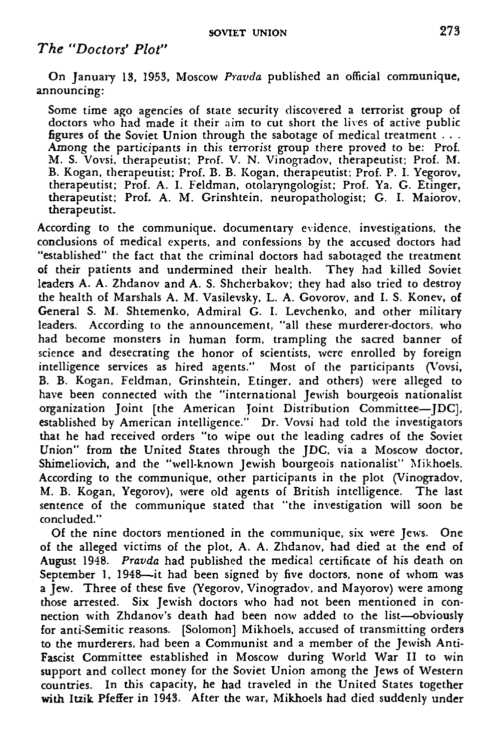## *The "Doctors' Plot"*

On January 13, 1953, Moscow *Pravda* published an official communique, announcing:

> Some time ago agencies of state security discovered a terrorist group of doctors who had made it their aim to cut short the lives of active public figures of the Soviet Union through the sabotage of medical treatment . . . Among the participants in this terrorist group there proved to be: Prof. M. S. Vovsi, therapeutist; Prof. V. N. Vinogradov, therapeutist; Prof. M. B. Kogan, therapeutist; Prof. B. B. Kogan, therapeutist; Prof. P. I. Yegorov, therapeutist; Prof. A. I. Feldman, otolaryngologist; Prof. Ya. G. Etinger, therapeutist; Prof. A. M. Grinshtein, neuropathologist; G. I. Maiorov, therapeutist.

According to the communique, documentary evidence, investigations, the conclusions of medical experts, and confessions by the accused doctors had "established" the fact that the criminal doctors had sabotaged the treatment of their patients and undermined their health. They had killed Soviet leaders A. A. Zhdanov and A. S. Shcherbakov; they had also tried to destroy the health of Marshals A. M. Vasilevsky, L. A. Govorov, and I. S. Konev, of General S. M. Shtemenko, Admiral G. I. Levchenko, and other military leaders. According to the announcement, "all these murderer-doctors, who had become monsters in human form, trampling the sacred banner of science and desecrating the honor of scientists, were enrolled by foreign intelligence services as hired agents." Most of the participants (Vovsi, B. B. Kogan, Feldman, Grinshtein, Etinger, and others) were alleged to have been connected with the "international Jewish bourgeois nationalist organization Joint [the American Joint Distribution Committee—JDC], established by American intelligence." Dr. Vovsi had told the investigators that he had received orders "to wipe out the leading cadres of the Soviet Union" from the United States through the JDC, via a Moscow doctor, Shimeliovich, and the "well-known Jewish bourgeois nationalist" Mikhoels. According to the communique, other participants in the plot (Vinogradov, M. B. Kogan, Yegorov), were old agents of British intelligence. The last sentence of the communique stated that "the investigation will soon be concluded."

Of the nine doctors mentioned in the communique, six were Jews. One of the alleged victims of the plot, A. A. Zhdanov, had died at the end of August 1948. *Pravda* had published the medical certificate of his death on September 1, 1948—it had been signed by five doctors, none of whom was a Jew. Three of these five (Yegorov, Vinogradov, and Mayorov) were among those arrested. Six Jewish doctors who had not been mentioned in connection with Zhdanov's death had been now added to the list—obviously for anti-Semitic reasons. [Solomon] Mikhoels, accused of transmitting orders to the murderers, had been a Communist and a member of the Jewish Anti-Fascist Committee established in Moscow during World War II to win support and collect money for the Soviet Union among the Jews of Western countries. In this capacity, he had traveled in the United States together with Itzik Pfeffer in 1943. After the war, Mikhoels had died suddenly under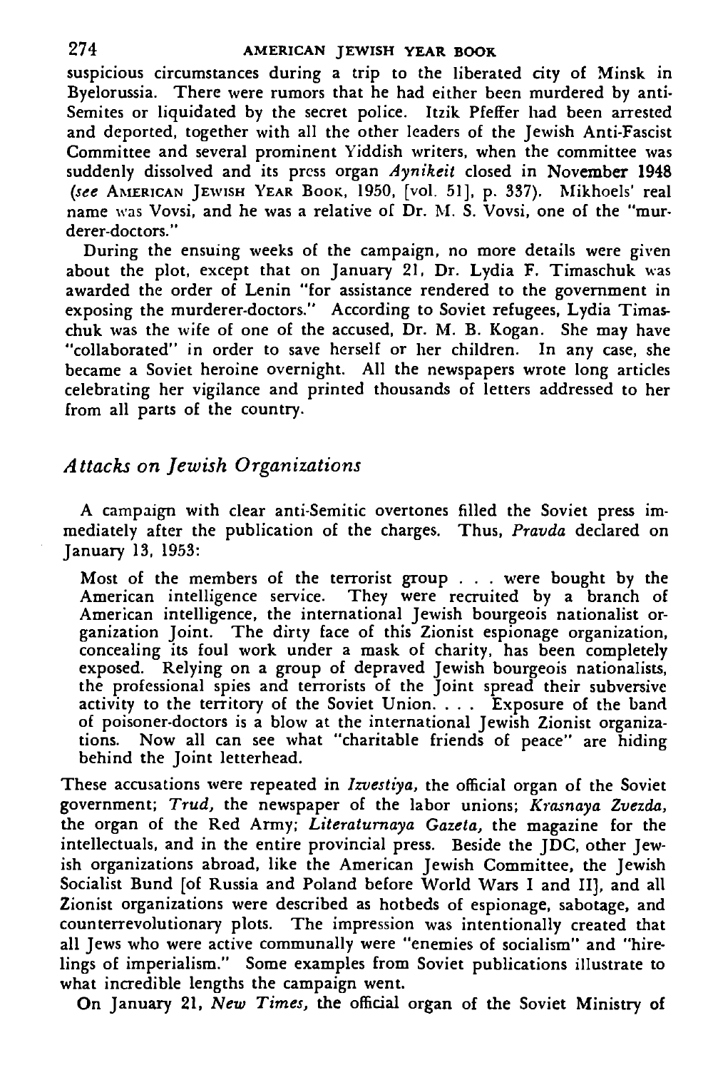suspicious circumstances during a trip to the liberated city of Minsk in Byelorussia. There were rumors that he had either been murdered by anti-Semites or liquidated by the secret police. Itzik Pfeffer had been arrested and deported, together with all the other leaders of the Jewish Anti-Fascist Committee and several prominent Yiddish writers, when the committee was suddenly dissolved and its press organ *Aynikeit* closed in November 1948 (*see* AMERICAN JEWISH YEAR BOOK, 1950, [vol. 51], p. 337). Mikhoels' real name was Vovsi, and he was a relative of Dr. M. S. Vovsi, one of the "murderer-doctors."

During the ensuing weeks of the campaign, no more details were given about the plot, except that on January 21, Dr. Lydia F. Timaschuk was awarded the order of Lenin "for assistance rendered to the government in exposing the murderer-doctors." According to Soviet refugees, Lydia Timaschuk was the wife of one of the accused, Dr. M. B. Kogan. She may have "collaborated" in order to save herself or her children. In any case, she became a Soviet heroine overnight. All the newspapers wrote long articles celebrating her vigilance and printed thousands of letters addressed to her from all parts of the country.

## *Attacks on Jewish Organizations*

A campaign with clear anti-Semitic overtones filled the Soviet press immediately after the publication of the charges. Thus, *Pravda* declared on January 13, 1953:

> Most of the members of the terrorist group . . . were bought by the American intelligence service. They were recruited by a branch of American intelligence, the international Jewish bourgeois nationalist organization Joint. The dirty face of this Zionist espionage organization, concealing its foul work under a mask of charity, has been completely exposed. Relying on a group of depraved Jewish bourgeois nationalists, the professional spies and terrorists of the Joint spread their subversive activity to the territory of the Soviet Union. . . . Exposure of the band of poisoner-doctors is a blow at the international Jewish Zionist organizations. Now all can see what "charitable friends of peace" are hiding behind the Joint letterhead.

These accusations were repeated in *Izvestiya*, the official organ of the Soviet government; *Trud*, the newspaper of the labor unions; *Krasnaya Zvezda*, the organ of the Red Army; *Literaturnaya Gazeta*, the magazine for the intellectuals, and in the entire provincial press. Beside the JDC, other Jewish organizations abroad, like the American Jewish Committee, the Jewish Socialist Bund [of Russia and Poland before World Wars I and II], and all Zionist organizations were described as hotbeds of espionage, sabotage, and counterrevolutionary plots. The impression was intentionally created that all Jews who were active communally were "enemies of socialism" and "hirelings of imperialism." Some examples from Soviet publications illustrate to what incredible lengths the campaign went.

On January 21, *New Times*, the official organ of the Soviet Ministry of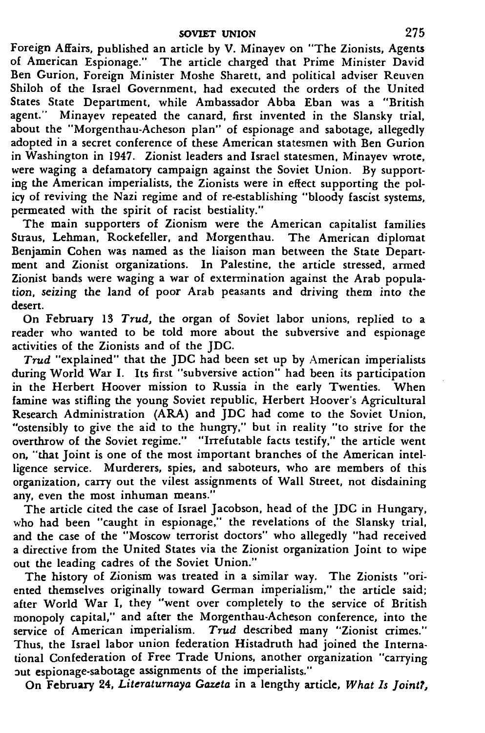Foreign Affairs, published an article by V. Minayev on "The Zionists, Agents of American Espionage." The article charged that Prime Minister David Ben Gurion, Foreign Minister Moshe Sharett, and political adviser Reuven Shiloh of the Israel Government, had executed the orders of the United States State Department, while Ambassador Abba Eban was a "British agent." Minayev repeated the canard, first invented in the Slansky trial, about the "Morgenthau-Acheson plan" of espionage and sabotage, allegedly adopted in a secret conference of these American statesmen with Ben Gurion in Washington in 1947. Zionist leaders and Israel statesmen, Minayev wrote, were waging a defamatory campaign against the Soviet Union. By supporting the American imperialists, the Zionists were in effect supporting the policy of reviving the Nazi regime and of re-establishing "bloody fascist systems, permeated with the spirit of racist bestiality."

The main supporters of Zionism were the American capitalist families Straus, Lehman, Rockefeller, and Morgenthau. The American diplomat Benjamin Cohen was named as the liaison man between the State Department and Zionist organizations. In Palestine, the article stressed, armed Zionist bands were waging a war of extermination against the Arab population, seizing the land of poor Arab peasants and driving them into the desert.

On February 13 *Trud,* the organ of Soviet labor unions, replied to a reader who wanted to be told more about the subversive and espionage activities of the Zionists and of the JDC.

*Trud* "explained" that the JDC had been set up by American imperialists during World War I. Its first "subversive action" had been its participation in the Herbert Hoover mission to Russia in the early Twenties. When famine was stifling the young Soviet republic, Herbert Hoover's Agricultural Research Administration (ARA) and JDC had come to the Soviet Union, "ostensibly to give the aid to the hungry," but in reality "to strive for the overthrow of the Soviet regime." "Irrefutable facts testify," the article went on, "that Joint is one of the most important branches of the American intelligence service. Murderers, spies, and saboteurs, who are members of this organization, carry out the vilest assignments of Wall Street, not disdaining any, even the most inhuman means."

The article cited the case of Israel Jacobson, head of the JDC in Hungary, who had been "caught in espionage," the revelations of the Slansky trial, and the case of the "Moscow terrorist doctors" who allegedly "had received a directive from the United States via the Zionist organization Joint to wipe out the leading cadres of the Soviet Union."

The history of Zionism was treated in a similar way. The Zionists "oriented themselves originally toward German imperialism," the article said; after World War I, they "went over completely to the service of British monopoly capital," and after the Morgenthau-Acheson conference, into the service of American imperialism. *Trud* described many "Zionist crimes." Thus, the Israel labor union federation Histadruth had joined the International Confederation of Free Trade Unions, another organization "carrying out espionage-sabotage assignments of the imperialists."

On February 24, *Literaturnaya Gazeta* in a lengthy article, *What Is Joint?,*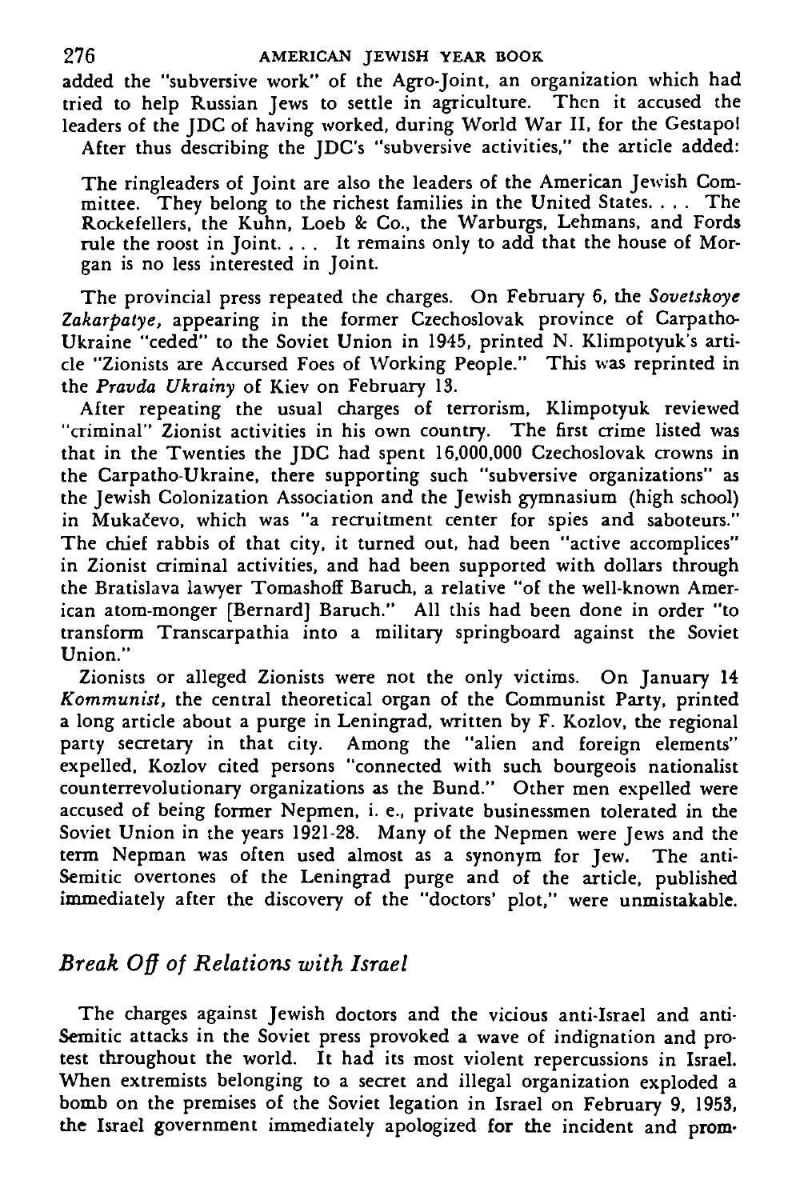added the "subversive work" of the Agro-Joint, an organization which had tried to help Russian Jews to settle in agriculture. Then it accused the leaders of the JDC of having worked, during World War II, for the Gestapo!

After thus describing the JDC's "subversive activities," the article added:

> The ringleaders of Joint are also the leaders of the American Jewish Committee. They belong to the richest families in the United States. . . . The Rockefellers, the Kuhn, Loeb & Co., the Warburgs, Lehmans, and Fords rule the roost in Joint. . . . It remains only to add that the house of Morgan is no less interested in Joint.

The provincial press repeated the charges. On February 6, the *Sovetskoye Zakarpatye,* appearing in the former Czechoslovak province of Carpatho-Ukraine "ceded" to the Soviet Union in 1945, printed N. Klimpotyuk's article "Zionists are Accursed Foes of Working People." This was reprinted in the *Pravda Ukrainy* of Kiev on February 13.

After repeating the usual charges of terrorism, Klimpotyuk reviewed "criminal" Zionist activities in his own country. The first crime listed was that in the Twenties the JDC had spent 16,000,000 Czechoslovak crowns in the Carpatho-Ukraine, there supporting such "subversive organizations" as the Jewish Colonization Association and the Jewish gymnasium (high school) in Mukačevo, which was "a recruitment center for spies and saboteurs." The chief rabbis of that city, it turned out, had been "active accomplices" in Zionist criminal activities, and had been supported with dollars through the Bratislava lawyer Tomashoff Baruch, a relative "of the well-known American atom-monger [Bernard] Baruch." All this had been done in order "to transform Transcarpathia into a military springboard against the Soviet Union."

Zionists or alleged Zionists were not the only victims. On January 14 *Kommunist,* the central theoretical organ of the Communist Party, printed a long article about a purge in Leningrad, written by F. Kozlov, the regional party secretary in that city. Among the "alien and foreign elements" expelled, Kozlov cited persons "connected with such bourgeois nationalist counterrevolutionary organizations as the Bund." Other men expelled were accused of being former Nepmen, i. e., private businessmen tolerated in the Soviet Union in the years 1921-28. Many of the Nepmen were Jews and the term Nepman was often used almost as a synonym for Jew. The anti-Semitic overtones of the Leningrad purge and of the article, published immediately after the discovery of the "doctors' plot," were unmistakable.

### *Break Off of Relations with Israel*

The charges against Jewish doctors and the vicious anti-Israel and anti-Semitic attacks in the Soviet press provoked a wave of indignation and protest throughout the world. It had its most violent repercussions in Israel. When extremists belonging to a secret and illegal organization exploded a bomb on the premises of the Soviet legation in Israel on February 9, 1953, the Israel government immediately apologized for the incident and prom-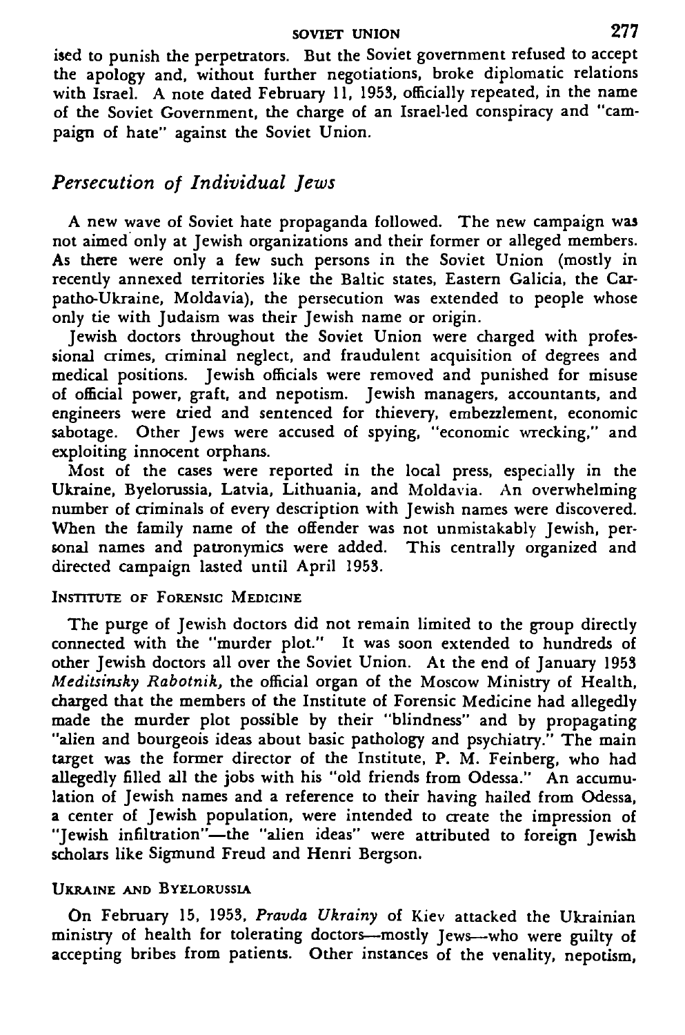ised to punish the perpetrators. But the Soviet government refused to accept the apology and, without further negotiations, broke diplomatic relations with Israel. A note dated February 11, 1953, officially repeated, in the name of the Soviet Government, the charge of an Israel-led conspiracy and "campaign of hate" against the Soviet Union.

## *Persecution of Individual Jews*

A new wave of Soviet hate propaganda followed. The new campaign was not aimed only at Jewish organizations and their former or alleged members. As there were only a few such persons in the Soviet Union (mostly in recently annexed territories like the Baltic states, Eastern Galicia, the Carpatho-Ukraine, Moldavia), the persecution was extended to people whose only tie with Judaism was their Jewish name or origin.

Jewish doctors throughout the Soviet Union were charged with professional crimes, criminal neglect, and fraudulent acquisition of degrees and medical positions. Jewish officials were removed and punished for misuse of official power, graft, and nepotism. Jewish managers, accountants, and engineers were tried and sentenced for thievery, embezzlement, economic sabotage. Other Jews were accused of spying, "economic wrecking," and exploiting innocent orphans.

Most of the cases were reported in the local press, especially in the Ukraine, Byelorussia, Latvia, Lithuania, and Moldavia. An overwhelming number of criminals of every description with Jewish names were discovered. When the family name of the offender was not unmistakably Jewish, personal names and patronymics were added. This centrally organized and directed campaign lasted until April 1953.

### Institute of Forensic Medicine

The purge of Jewish doctors did not remain limited to the group directly connected with the "murder plot." It was soon extended to hundreds of other Jewish doctors all over the Soviet Union. At the end of January 1953 *Meditsinsky Rabotnik*, the official organ of the Moscow Ministry of Health, charged that the members of the Institute of Forensic Medicine had allegedly made the murder plot possible by their "blindness" and by propagating "alien and bourgeois ideas about basic pathology and psychiatry." The main target was the former director of the Institute, P. M. Feinberg, who had allegedly filled all the jobs with his "old friends from Odessa." An accumulation of Jewish names and a reference to their having hailed from Odessa, a center of Jewish population, were intended to create the impression of "Jewish infiltration"—the "alien ideas" were attributed to foreign Jewish scholars like Sigmund Freud and Henri Bergson.

### Ukraine and Byelorussia

On February 15, 1953, *Pravda Ukrainy* of Kiev attacked the Ukrainian ministry of health for tolerating doctors—mostly Jews—who were guilty of accepting bribes from patients. Other instances of the venality, nepotism,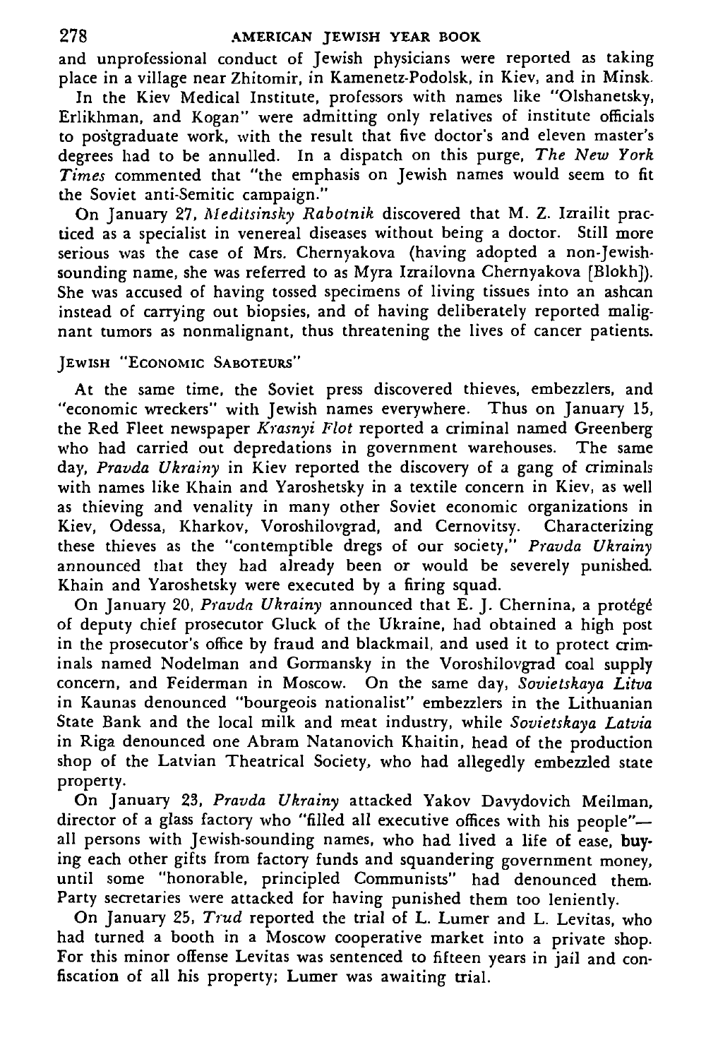and unprofessional conduct of Jewish physicians were reported as taking place in a village near Zhitomir, in Kamenetz-Podolsk, in Kiev, and in Minsk.

In the Kiev Medical Institute, professors with names like "Olshanetsky, Erlikhman, and Kogan" were admitting only relatives of institute officials to postgraduate work, with the result that five doctor's and eleven master's degrees had to be annulled. In a dispatch on this purge, *The New York Times* commented that "the emphasis on Jewish names would seem to fit the Soviet anti-Semitic campaign."

On January 27, *Meditsinsky Rabotnik* discovered that M. Z. Izrailit practiced as a specialist in venereal diseases without being a doctor. Still more serious was the case of Mrs. Chernyakova (having adopted a non-Jewish-sounding name, she was referred to as Myra Izrailovna Chernyakova [Blokh]). She was accused of having tossed specimens of living tissues into an ashcan instead of carrying out biopsies, and of having deliberately reported malignant tumors as nonmalignant, thus threatening the lives of cancer patients.

### Jewish "Economic Saboteurs"

At the same time, the Soviet press discovered thieves, embezzlers, and "economic wreckers" with Jewish names everywhere. Thus on January 15, the Red Fleet newspaper *Krasnyi Flot* reported a criminal named Greenberg who had carried out depredations in government warehouses. The same day, *Pravda Ukrainy* in Kiev reported the discovery of a gang of criminals with names like Khain and Yaroshetsky in a textile concern in Kiev, as well as thieving and venality in many other Soviet economic organizations in Kiev, Odessa, Kharkov, Voroshilovgrad, and Cernovitsy. Characterizing these thieves as the "contemptible dregs of our society," *Pravda Ukrainy* announced that they had already been or would be severely punished. Khain and Yaroshetsky were executed by a firing squad.

On January 20, *Pravda Ukrainy* announced that E. J. Chernina, a protégé of deputy chief prosecutor Gluck of the Ukraine, had obtained a high post in the prosecutor's office by fraud and blackmail, and used it to protect criminals named Nodelman and Gormansky in the Voroshilovgrad coal supply concern, and Feiderman in Moscow. On the same day, *Sovietskaya Litva* in Kaunas denounced "bourgeois nationalist" embezzlers in the Lithuanian State Bank and the local milk and meat industry, while *Sovietskaya Latvia* in Riga denounced one Abram Natanovich Khaitin, head of the production shop of the Latvian Theatrical Society, who had allegedly embezzled state property.

On January 23, *Pravda Ukrainy* attacked Yakov Davydovich Meilman, director of a glass factory who "filled all executive offices with his people"—all persons with Jewish-sounding names, who had lived a life of ease, buying each other gifts from factory funds and squandering government money, until some "honorable, principled Communists" had denounced them. Party secretaries were attacked for having punished them too leniently.

On January 25, *Trud* reported the trial of L. Lumer and L. Levitas, who had turned a booth in a Moscow cooperative market into a private shop. For this minor offense Levitas was sentenced to fifteen years in jail and confiscation of all his property; Lumer was awaiting trial.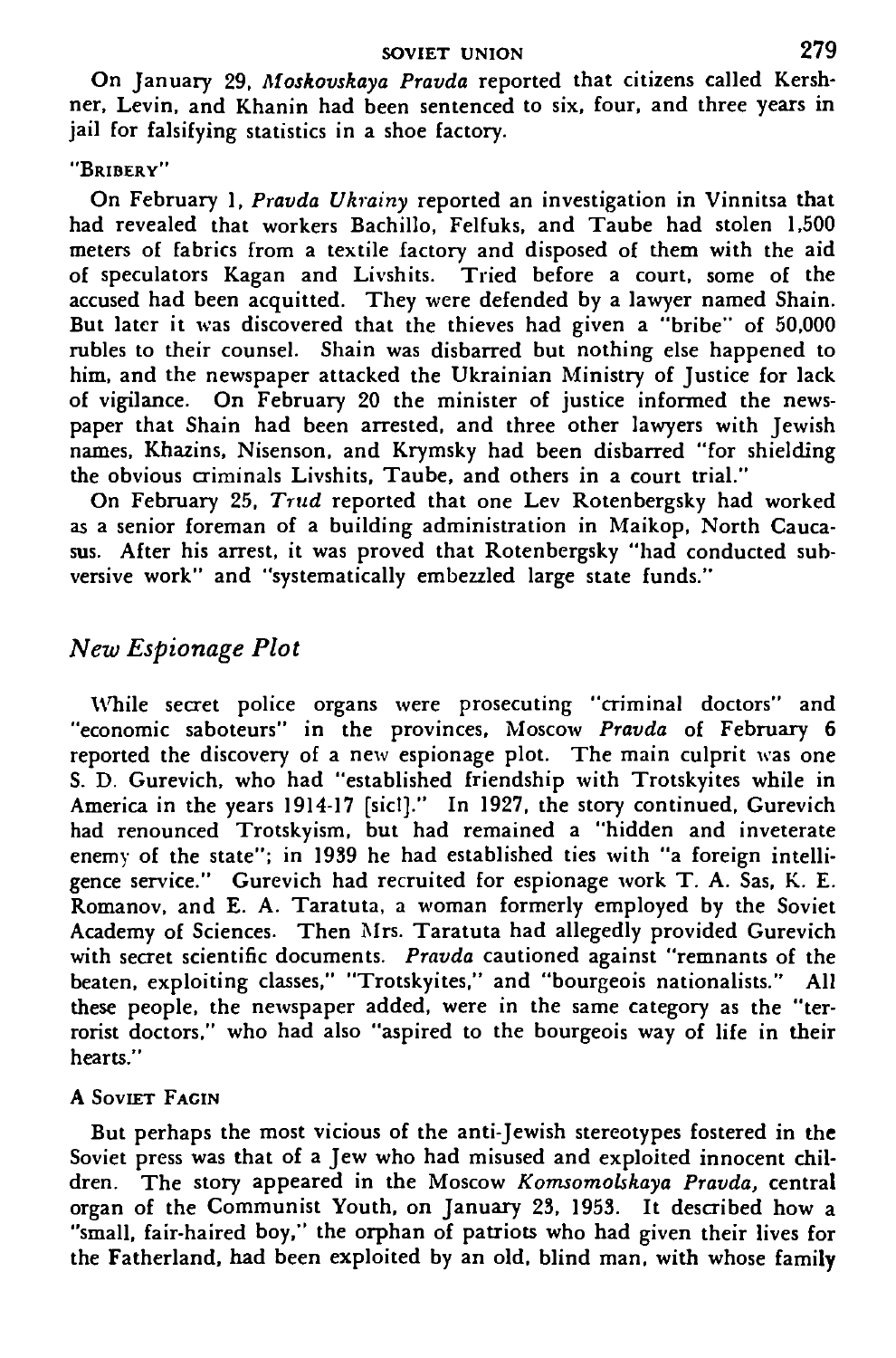On January 29, *Moskovskaya Pravda* reported that citizens called Kershner, Levin, and Khanin had been sentenced to six, four, and three years in jail for falsifying statistics in a shoe factory.

"BRIBERY"

On February 1, *Pravda Ukrainy* reported an investigation in Vinnitsa that had revealed that workers Bachillo, Felfuks, and Taube had stolen 1,500 meters of fabrics from a textile factory and disposed of them with the aid of speculators Kagan and Livshits. Tried before a court, some of the accused had been acquitted. They were defended by a lawyer named Shain. But later it was discovered that the thieves had given a "bribe" of 50,000 rubles to their counsel. Shain was disbarred but nothing else happened to him, and the newspaper attacked the Ukrainian Ministry of Justice for lack of vigilance. On February 20 the minister of justice informed the newspaper that Shain had been arrested, and three other lawyers with Jewish names, Khazins, Nisenson, and Krymsky had been disbarred "for shielding the obvious criminals Livshits, Taube, and others in a court trial."

On February 25, *Trud* reported that one Lev Rotenbergsky had worked as a senior foreman of a building administration in Maikop, North Caucasus. After his arrest, it was proved that Rotenbergsky "had conducted subversive work" and "systematically embezzled large state funds."

## *New Espionage Plot*

While secret police organs were prosecuting "criminal doctors" and "economic saboteurs" in the provinces, Moscow *Pravda* of February 6 reported the discovery of a new espionage plot. The main culprit was one S. D. Gurevich, who had "established friendship with Trotskyites while in America in the years 1914-17 [sic!]." In 1927, the story continued, Gurevich had renounced Trotskyism, but had remained a "hidden and inveterate enemy of the state"; in 1939 he had established ties with "a foreign intelligence service." Gurevich had recruited for espionage work T. A. Sas, K. E. Romanov, and E. A. Taratuta, a woman formerly employed by the Soviet Academy of Sciences. Then Mrs. Taratuta had allegedly provided Gurevich with secret scientific documents. *Pravda* cautioned against "remnants of the beaten, exploiting classes," "Trotskyites," and "bourgeois nationalists." All these people, the newspaper added, were in the same category as the "terrorist doctors," who had also "aspired to the bourgeois way of life in their hearts."

A SOVIET FAGIN

But perhaps the most vicious of the anti-Jewish stereotypes fostered in the Soviet press was that of a Jew who had misused and exploited innocent children. The story appeared in the Moscow *Komsomolskaya Pravda*, central organ of the Communist Youth, on January 23, 1953. It described how a "small, fair-haired boy," the orphan of patriots who had given their lives for the Fatherland, had been exploited by an old, blind man, with whose family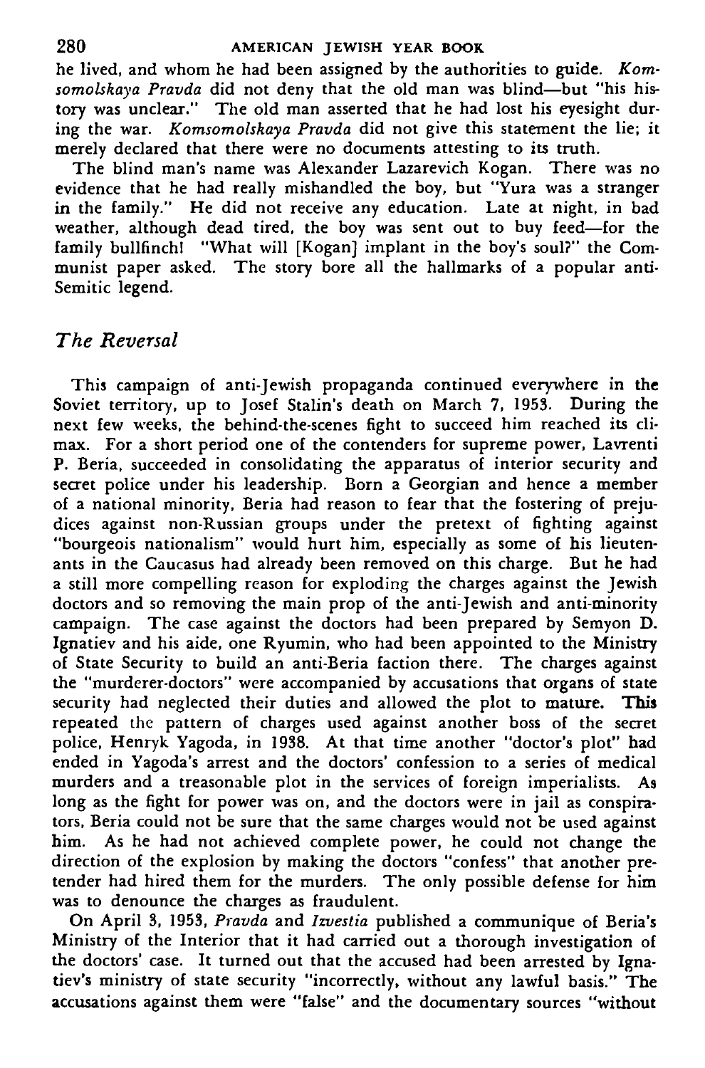he lived, and whom he had been assigned by the authorities to guide. *Komsomolskaya Pravda* did not deny that the old man was blind—but "his history was unclear." The old man asserted that he had lost his eyesight during the war. *Komsomolskaya Pravda* did not give this statement the lie; it merely declared that there were no documents attesting to its truth.

The blind man's name was Alexander Lazarevich Kogan. There was no evidence that he had really mishandled the boy, but "Yura was a stranger in the family." He did not receive any education. Late at night, in bad weather, although dead tired, the boy was sent out to buy feed—for the family bullfinch! "What will [Kogan] implant in the boy's soul?" the Communist paper asked. The story bore all the hallmarks of a popular anti-Semitic legend.

## *The Reversal*

This campaign of anti-Jewish propaganda continued everywhere in the Soviet territory, up to Josef Stalin's death on March 7, 1953. During the next few weeks, the behind-the-scenes fight to succeed him reached its climax. For a short period one of the contenders for supreme power, Lavrenti P. Beria, succeeded in consolidating the apparatus of interior security and secret police under his leadership. Born a Georgian and hence a member of a national minority, Beria had reason to fear that the fostering of prejudices against non-Russian groups under the pretext of fighting against "bourgeois nationalism" would hurt him, especially as some of his lieutenants in the Caucasus had already been removed on this charge. But he had a still more compelling reason for exploding the charges against the Jewish doctors and so removing the main prop of the anti-Jewish and anti-minority campaign. The case against the doctors had been prepared by Semyon D. Ignatiev and his aide, one Ryumin, who had been appointed to the Ministry of State Security to build an anti-Beria faction there. The charges against the "murderer-doctors" were accompanied by accusations that organs of state security had neglected their duties and allowed the plot to mature. This repeated the pattern of charges used against another boss of the secret police, Henryk Yagoda, in 1938. At that time another "doctor's plot" had ended in Yagoda's arrest and the doctors' confession to a series of medical murders and a treasonable plot in the services of foreign imperialists. As long as the fight for power was on, and the doctors were in jail as conspirators, Beria could not be sure that the same charges would not be used against him. As he had not achieved complete power, he could not change the direction of the explosion by making the doctors "confess" that another pretender had hired them for the murders. The only possible defense for him was to denounce the charges as fraudulent.

On April 3, 1953, *Pravda* and *Izvestia* published a communique of Beria's Ministry of the Interior that it had carried out a thorough investigation of the doctors' case. It turned out that the accused had been arrested by Ignatiev's ministry of state security "incorrectly, without any lawful basis." The accusations against them were "false" and the documentary sources "without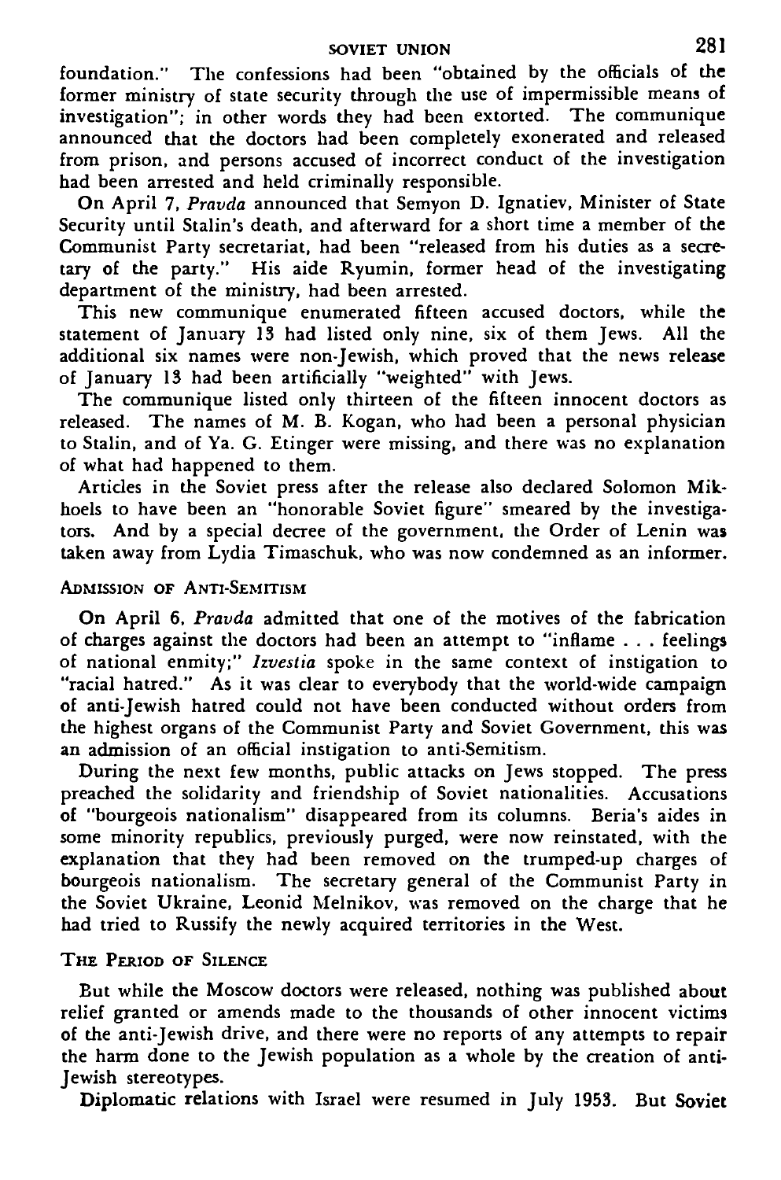foundation." The confessions had been "obtained by the officials of the former ministry of state security through the use of impermissible means of investigation"; in other words they had been extorted. The communique announced that the doctors had been completely exonerated and released from prison, and persons accused of incorrect conduct of the investigation had been arrested and held criminally responsible.

On April 7, *Pravda* announced that Semyon D. Ignatiev, Minister of State Security until Stalin's death, and afterward for a short time a member of the Communist Party secretariat, had been "released from his duties as a secretary of the party." His aide Ryumin, former head of the investigating department of the ministry, had been arrested.

This new communique enumerated fifteen accused doctors, while the statement of January 13 had listed only nine, six of them Jews. All the additional six names were non-Jewish, which proved that the news release of January 13 had been artificially "weighted" with Jews.

The communique listed only thirteen of the fifteen innocent doctors as released. The names of M. B. Kogan, who had been a personal physician to Stalin, and of Ya. G. Etinger were missing, and there was no explanation of what had happened to them.

Articles in the Soviet press after the release also declared Solomon Mikhoels to have been an "honorable Soviet figure" smeared by the investigators. And by a special decree of the government, the Order of Lenin was taken away from Lydia Timaschuk, who was now condemned as an informer.

### Admission of Anti-Semitism

On April 6, *Pravda* admitted that one of the motives of the fabrication of charges against the doctors had been an attempt to "inflame . . . feelings of national enmity;" *Izvestia* spoke in the same context of instigation to "racial hatred." As it was clear to everybody that the world-wide campaign of anti-Jewish hatred could not have been conducted without orders from the highest organs of the Communist Party and Soviet Government, this was an admission of an official instigation to anti-Semitism.

During the next few months, public attacks on Jews stopped. The press preached the solidarity and friendship of Soviet nationalities. Accusations of "bourgeois nationalism" disappeared from its columns. Beria's aides in some minority republics, previously purged, were now reinstated, with the explanation that they had been removed on the trumped-up charges of bourgeois nationalism. The secretary general of the Communist Party in the Soviet Ukraine, Leonid Melnikov, was removed on the charge that he had tried to Russify the newly acquired territories in the West.

### The Period of Silence

But while the Moscow doctors were released, nothing was published about relief granted or amends made to the thousands of other innocent victims of the anti-Jewish drive, and there were no reports of any attempts to repair the harm done to the Jewish population as a whole by the creation of anti-Jewish stereotypes.

Diplomatic relations with Israel were resumed in July 1953. But Soviet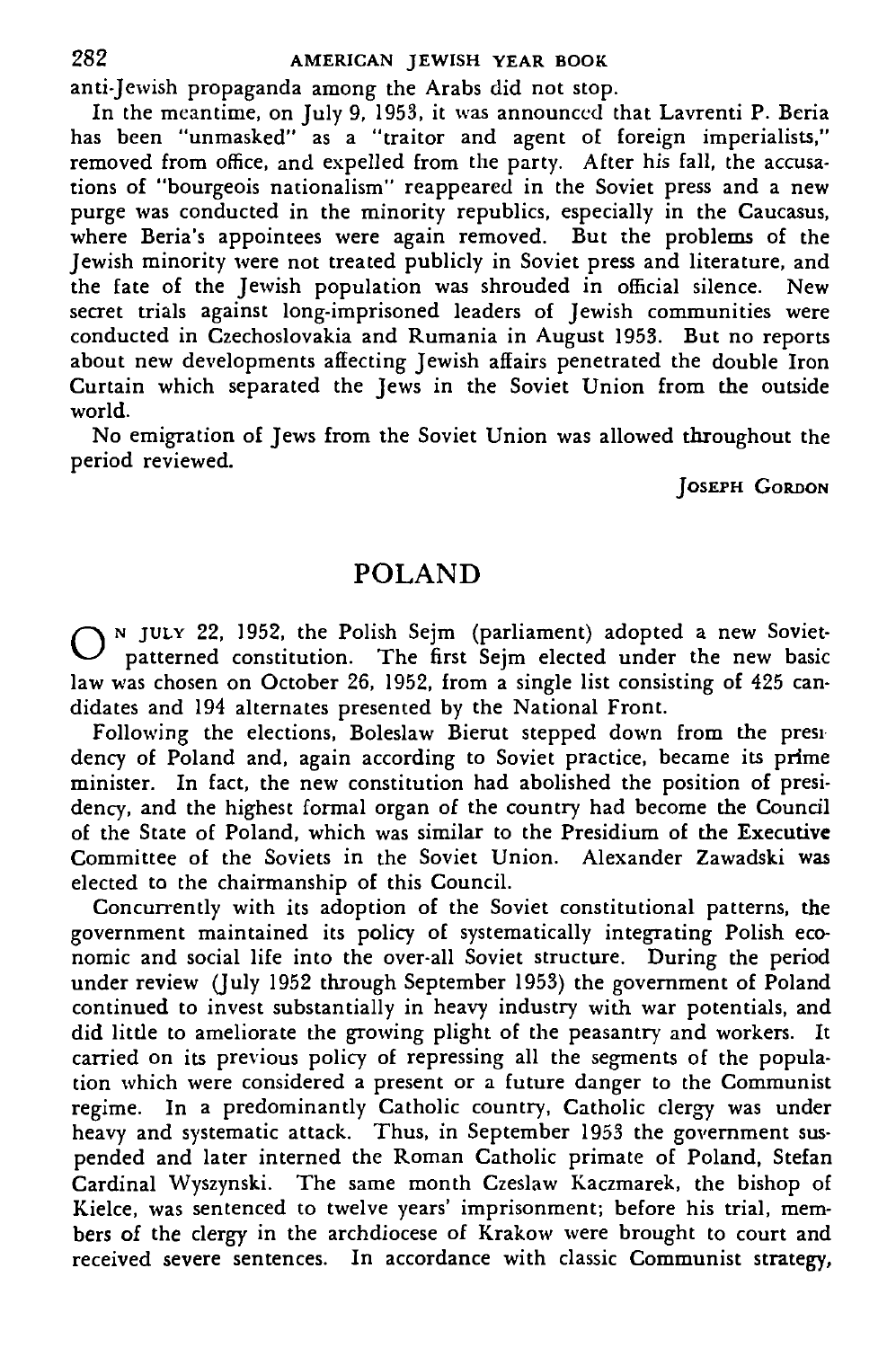anti-Jewish propaganda among the Arabs did not stop.

In the meantime, on July 9, 1953, it was announced that Lavrenti P. Beria has been "unmasked" as a "traitor and agent of foreign imperialists," removed from office, and expelled from the party. After his fall, the accusations of "bourgeois nationalism" reappeared in the Soviet press and a new purge was conducted in the minority republics, especially in the Caucasus, where Beria's appointees were again removed. But the problems of the Jewish minority were not treated publicly in Soviet press and literature, and the fate of the Jewish population was shrouded in official silence. New secret trials against long-imprisoned leaders of Jewish communities were conducted in Czechoslovakia and Rumania in August 1953. But no reports about new developments affecting Jewish affairs penetrated the double Iron Curtain which separated the Jews in the Soviet Union from the outside world.

No emigration of Jews from the Soviet Union was allowed throughout the period reviewed.

JOSEPH GORDON

# POLAND

ON JULY 22, 1952, the Polish Sejm (parliament) adopted a new Soviet-patterned constitution. The first Sejm elected under the new basic law was chosen on October 26, 1952, from a single list consisting of 425 candidates and 194 alternates presented by the National Front.

Following the elections, Boleslaw Bierut stepped down from the presidency of Poland and, again according to Soviet practice, became its prime minister. In fact, the new constitution had abolished the position of presidency, and the highest formal organ of the country had become the Council of the State of Poland, which was similar to the Presidium of the Executive Committee of the Soviets in the Soviet Union. Alexander Zawadski was elected to the chairmanship of this Council.

Concurrently with its adoption of the Soviet constitutional patterns, the government maintained its policy of systematically integrating Polish economic and social life into the over-all Soviet structure. During the period under review (July 1952 through September 1953) the government of Poland continued to invest substantially in heavy industry with war potentials, and did little to ameliorate the growing plight of the peasantry and workers. It carried on its previous policy of repressing all the segments of the population which were considered a present or a future danger to the Communist regime. In a predominantly Catholic country, Catholic clergy was under heavy and systematic attack. Thus, in September 1953 the government suspended and later interned the Roman Catholic primate of Poland, Stefan Cardinal Wyszynski. The same month Czeslaw Kaczmarek, the bishop of Kielce, was sentenced to twelve years' imprisonment; before his trial, members of the clergy in the archdiocese of Krakow were brought to court and received severe sentences. In accordance with classic Communist strategy,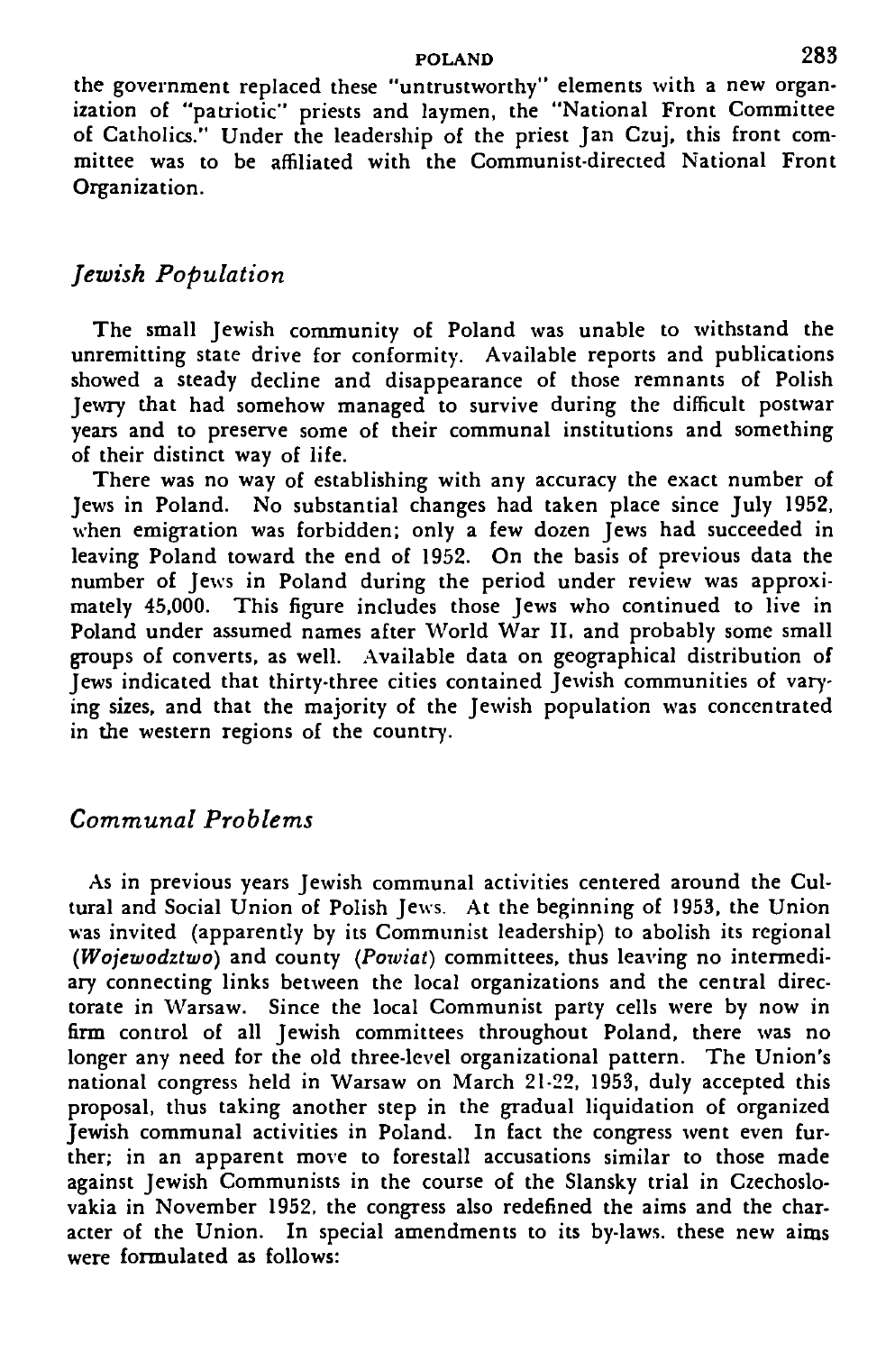the government replaced these "untrustworthy" elements with a new organization of "patriotic" priests and laymen, the "National Front Committee of Catholics." Under the leadership of the priest Jan Czuj, this front committee was to be affiliated with the Communist-directed National Front Organization.

## *Jewish Population*

The small Jewish community of Poland was unable to withstand the unremitting state drive for conformity. Available reports and publications showed a steady decline and disappearance of those remnants of Polish Jewry that had somehow managed to survive during the difficult postwar years and to preserve some of their communal institutions and something of their distinct way of life.

There was no way of establishing with any accuracy the exact number of Jews in Poland. No substantial changes had taken place since July 1952, when emigration was forbidden; only a few dozen Jews had succeeded in leaving Poland toward the end of 1952. On the basis of previous data the number of Jews in Poland during the period under review was approximately 45,000. This figure includes those Jews who continued to live in Poland under assumed names after World War II, and probably some small groups of converts, as well. Available data on geographical distribution of Jews indicated that thirty-three cities contained Jewish communities of varying sizes, and that the majority of the Jewish population was concentrated in the western regions of the country.

## *Communal Problems*

As in previous years Jewish communal activities centered around the Cultural and Social Union of Polish Jews. At the beginning of 1953, the Union was invited (apparently by its Communist leadership) to abolish its regional (*Wojewodztwo*) and county (*Powiat*) committees, thus leaving no intermediary connecting links between the local organizations and the central directorate in Warsaw. Since the local Communist party cells were by now in firm control of all Jewish committees throughout Poland, there was no longer any need for the old three-level organizational pattern. The Union's national congress held in Warsaw on March 21-22, 1953, duly accepted this proposal, thus taking another step in the gradual liquidation of organized Jewish communal activities in Poland. In fact the congress went even further; in an apparent move to forestall accusations similar to those made against Jewish Communists in the course of the Slansky trial in Czechoslovakia in November 1952, the congress also redefined the aims and the character of the Union. In special amendments to its by-laws, these new aims were formulated as follows: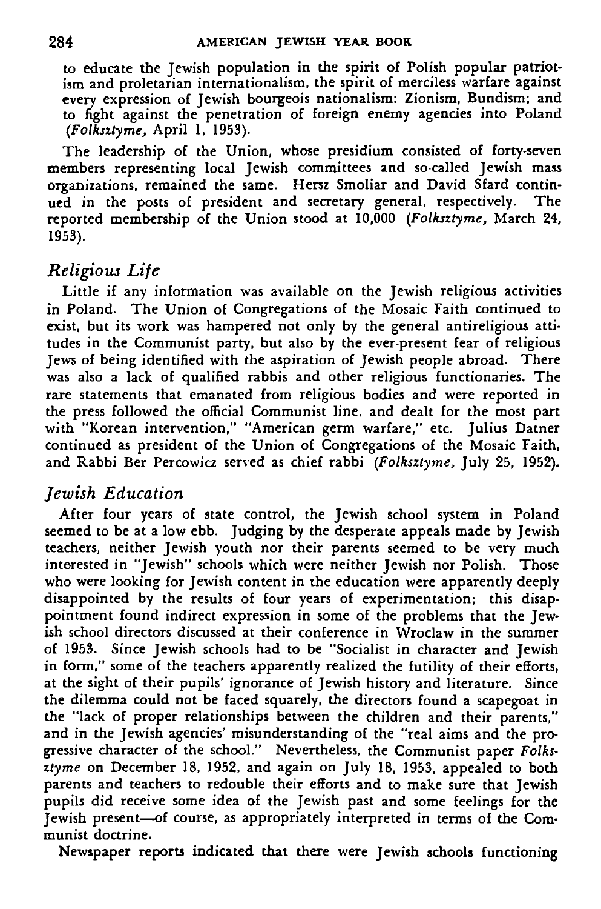to educate the Jewish population in the spirit of Polish popular patriotism and proletarian internationalism, the spirit of merciless warfare against every expression of Jewish bourgeois nationalism: Zionism, Bundism; and to fight against the penetration of foreign enemy agencies into Poland (*Folksztyme*, April 1, 1953).

The leadership of the Union, whose presidium consisted of forty-seven members representing local Jewish committees and so-called Jewish mass organizations, remained the same. Hersz Smoliar and David Sfard continued in the posts of president and secretary general, respectively. The reported membership of the Union stood at 10,000 (*Folksztyme*, March 24, 1953).

## *Religious Life*

Little if any information was available on the Jewish religious activities in Poland. The Union of Congregations of the Mosaic Faith continued to exist, but its work was hampered not only by the general antireligious attitudes in the Communist party, but also by the ever-present fear of religious Jews of being identified with the aspiration of Jewish people abroad. There was also a lack of qualified rabbis and other religious functionaries. The rare statements that emanated from religious bodies and were reported in the press followed the official Communist line, and dealt for the most part with "Korean intervention," "American germ warfare," etc. Julius Datner continued as president of the Union of Congregations of the Mosaic Faith, and Rabbi Ber Percowicz served as chief rabbi (*Folksztyme*, July 25, 1952).

## *Jewish Education*

After four years of state control, the Jewish school system in Poland seemed to be at a low ebb. Judging by the desperate appeals made by Jewish teachers, neither Jewish youth nor their parents seemed to be very much interested in "Jewish" schools which were neither Jewish nor Polish. Those who were looking for Jewish content in the education were apparently deeply disappointed by the results of four years of experimentation; this disappointment found indirect expression in some of the problems that the Jewish school directors discussed at their conference in Wroclaw in the summer of 1953. Since Jewish schools had to be "Socialist in character and Jewish in form," some of the teachers apparently realized the futility of their efforts, at the sight of their pupils' ignorance of Jewish history and literature. Since the dilemma could not be faced squarely, the directors found a scapegoat in the "lack of proper relationships between the children and their parents," and in the Jewish agencies' misunderstanding of the "real aims and the progressive character of the school." Nevertheless, the Communist paper *Folksztyme* on December 18, 1952, and again on July 18, 1953, appealed to both parents and teachers to redouble their efforts and to make sure that Jewish pupils did receive some idea of the Jewish past and some feelings for the Jewish present—of course, as appropriately interpreted in terms of the Communist doctrine.

Newspaper reports indicated that there were Jewish schools functioning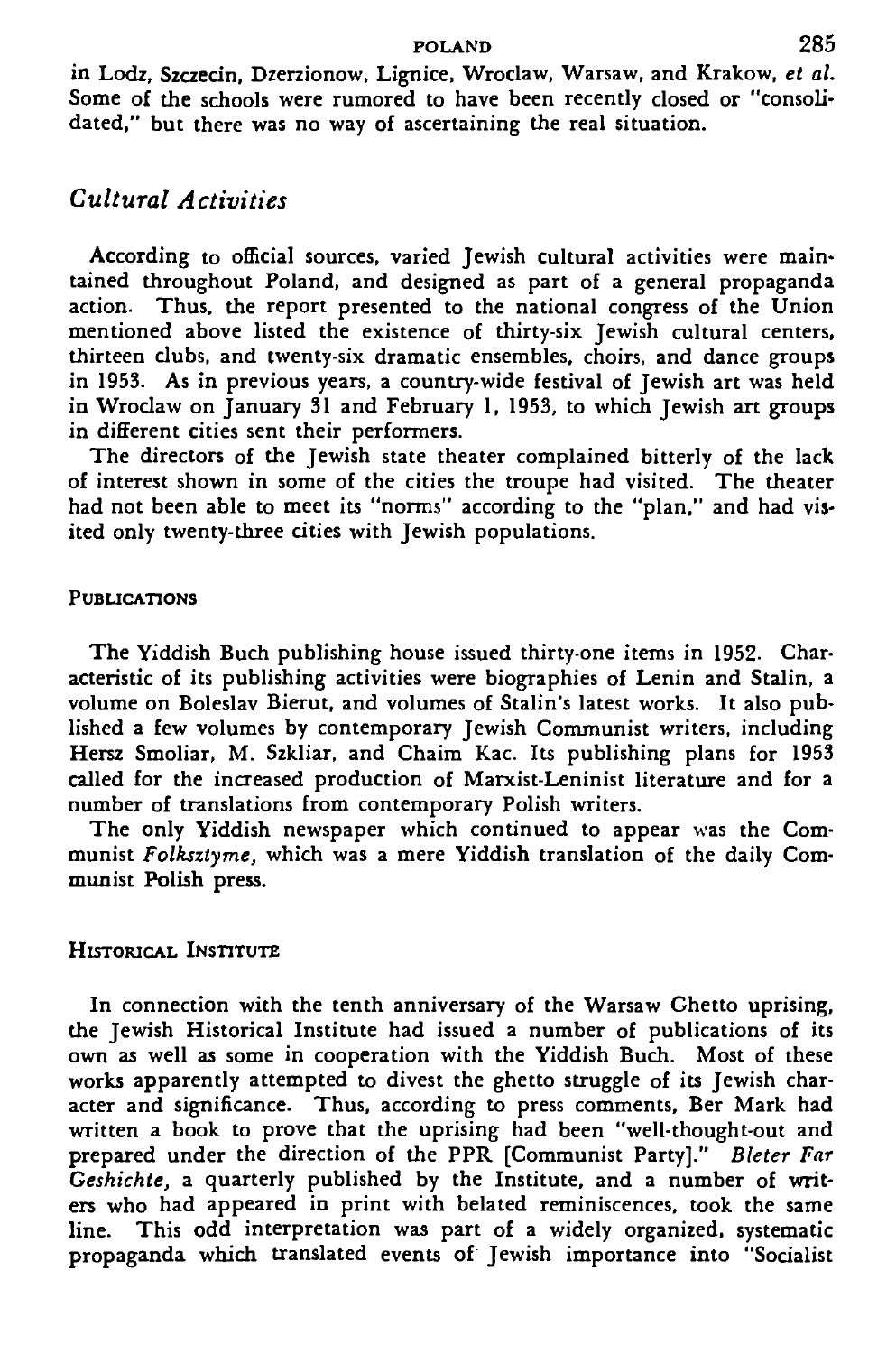in Lodz, Szczecin, Dzerzionow, Lignice, Wroclaw, Warsaw, and Krakow, *et al.* Some of the schools were rumored to have been recently closed or "consolidated," but there was no way of ascertaining the real situation.

## *Cultural Activities*

According to official sources, varied Jewish cultural activities were maintained throughout Poland, and designed as part of a general propaganda action. Thus, the report presented to the national congress of the Union mentioned above listed the existence of thirty-six Jewish cultural centers, thirteen clubs, and twenty-six dramatic ensembles, choirs, and dance groups in 1953. As in previous years, a country-wide festival of Jewish art was held in Wroclaw on January 31 and February 1, 1953, to which Jewish art groups in different cities sent their performers.

The directors of the Jewish state theater complained bitterly of the lack of interest shown in some of the cities the troupe had visited. The theater had not been able to meet its "norms" according to the "plan," and had visited only twenty-three cities with Jewish populations.

### Publications

The Yiddish Buch publishing house issued thirty-one items in 1952. Characteristic of its publishing activities were biographies of Lenin and Stalin, a volume on Boleslav Bierut, and volumes of Stalin's latest works. It also published a few volumes by contemporary Jewish Communist writers, including Hersz Smoliar, M. Szkliar, and Chaim Kac. Its publishing plans for 1953 called for the increased production of Marxist-Leninist literature and for a number of translations from contemporary Polish writers.

The only Yiddish newspaper which continued to appear was the Communist *Folksztyme*, which was a mere Yiddish translation of the daily Communist Polish press.

### Historical Institute

In connection with the tenth anniversary of the Warsaw Ghetto uprising, the Jewish Historical Institute had issued a number of publications of its own as well as some in cooperation with the Yiddish Buch. Most of these works apparently attempted to divest the ghetto struggle of its Jewish character and significance. Thus, according to press comments, Ber Mark had written a book to prove that the uprising had been "well-thought-out and prepared under the direction of the PPR [Communist Party]." *Bleter Far Geshichte*, a quarterly published by the Institute, and a number of writers who had appeared in print with belated reminiscences, took the same line. This odd interpretation was part of a widely organized, systematic propaganda which translated events of Jewish importance into "Socialist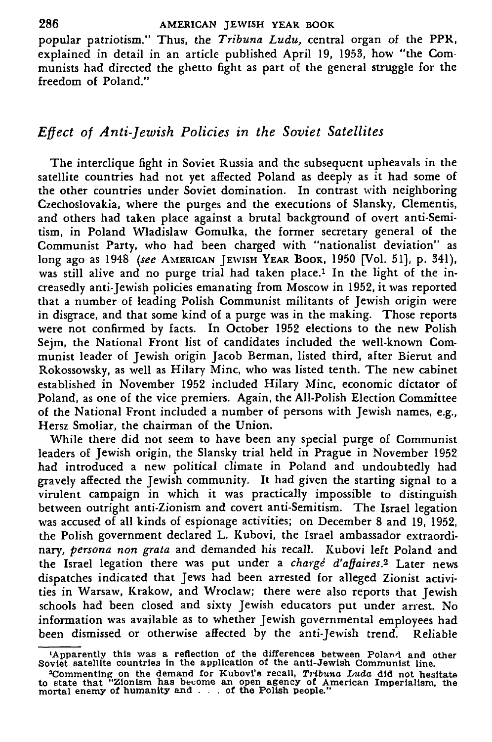popular patriotism." Thus, the *Tribuna Ludu*, central organ of the PPR, explained in detail in an article published April 19, 1953, how "the Communists had directed the ghetto fight as part of the general struggle for the freedom of Poland."

## *Effect of Anti-Jewish Policies in the Soviet Satellites*

The interclique fight in Soviet Russia and the subsequent upheavals in the satellite countries had not yet affected Poland as deeply as it had some of the other countries under Soviet domination. In contrast with neighboring Czechoslovakia, where the purges and the executions of Slansky, Clementis, and others had taken place against a brutal background of overt anti-Semitism, in Poland Wladislaw Gomulka, the former secretary general of the Communist Party, who had been charged with "nationalist deviation" as long ago as 1948 (*see* AMERICAN JEWISH YEAR BOOK, 1950 [Vol. 51], p. 341), was still alive and no purge trial had taken place.[1] In the light of the increasedly anti-Jewish policies emanating from Moscow in 1952, it was reported that a number of leading Polish Communist militants of Jewish origin were in disgrace, and that some kind of a purge was in the making. Those reports were not confirmed by facts. In October 1952 elections to the new Polish Sejm, the National Front list of candidates included the well-known Communist leader of Jewish origin Jacob Berman, listed third, after Bierut and Rokossowsky, as well as Hilary Minc, who was listed tenth. The new cabinet established in November 1952 included Hilary Minc, economic dictator of Poland, as one of the vice premiers. Again, the All-Polish Election Committee of the National Front included a number of persons with Jewish names, e.g., Hersz Smoliar, the chairman of the Union.

While there did not seem to have been any special purge of Communist leaders of Jewish origin, the Slansky trial held in Prague in November 1952 had introduced a new political climate in Poland and undoubtedly had gravely affected the Jewish community. It had given the starting signal to a virulent campaign in which it was practically impossible to distinguish between outright anti-Zionism and covert anti-Semitism. The Israel legation was accused of all kinds of espionage activities; on December 8 and 19, 1952, the Polish government declared L. Kubovi, the Israel ambassador extraordinary, *persona non grata* and demanded his recall. Kubovi left Poland and the Israel legation there was put under a *chargé d'affaires*.[2] Later news dispatches indicated that Jews had been arrested for alleged Zionist activities in Warsaw, Krakow, and Wroclaw; there were also reports that Jewish schools had been closed and sixty Jewish educators put under arrest. No information was available as to whether Jewish governmental employees had been dismissed or otherwise affected by the anti-Jewish trend. Reliable

---

[1] Apparently this was a reflection of the differences between Poland and other Soviet satellite countries in the application of the anti-Jewish Communist line.

[2] Commenting on the demand for Kubovi's recall, *Tribuna Luda* did not hesitate to state that "Zionism has become an open agency of American Imperialism, the mortal enemy of humanity and . . . of the Polish people."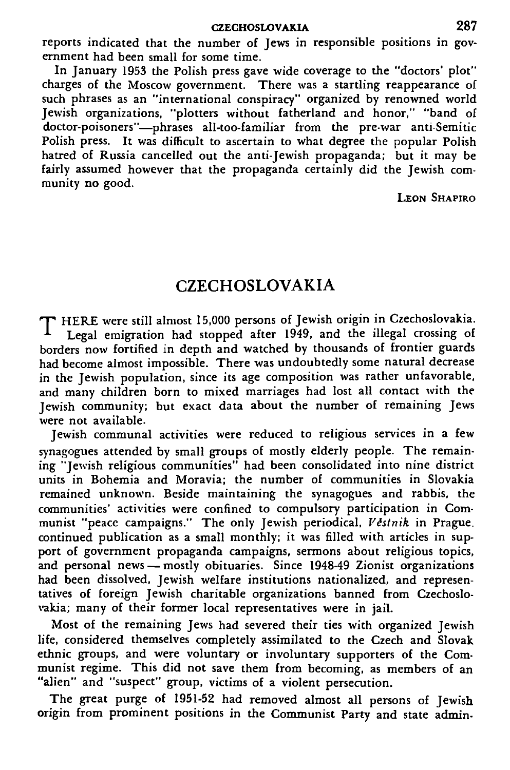reports indicated that the number of Jews in responsible positions in government had been small for some time.

In January 1953 the Polish press gave wide coverage to the "doctors' plot" charges of the Moscow government. There was a startling reappearance of such phrases as an "international conspiracy" organized by renowned world Jewish organizations, "plotters without fatherland and honor," "band of doctor-poisoners"—phrases all-too-familiar from the pre-war anti-Semitic Polish press. It was difficult to ascertain to what degree the popular Polish hatred of Russia cancelled out the anti-Jewish propaganda; but it may be fairly assumed however that the propaganda certainly did the Jewish community no good.

LEON SHAPIRO

## CZECHOSLOVAKIA

THERE were still almost 15,000 persons of Jewish origin in Czechoslovakia. Legal emigration had stopped after 1949, and the illegal crossing of borders now fortified in depth and watched by thousands of frontier guards had become almost impossible. There was undoubtedly some natural decrease in the Jewish population, since its age composition was rather unfavorable, and many children born to mixed marriages had lost all contact with the Jewish community; but exact data about the number of remaining Jews were not available.

Jewish communal activities were reduced to religious services in a few synagogues attended by small groups of mostly elderly people. The remaining "Jewish religious communities" had been consolidated into nine district units in Bohemia and Moravia; the number of communities in Slovakia remained unknown. Beside maintaining the synagogues and rabbis, the communities' activities were confined to compulsory participation in Communist "peace campaigns." The only Jewish periodical, *Věstník* in Prague. continued publication as a small monthly; it was filled with articles in support of government propaganda campaigns, sermons about religious topics, and personal news — mostly obituaries. Since 1948-49 Zionist organizations had been dissolved, Jewish welfare institutions nationalized, and representatives of foreign Jewish charitable organizations banned from Czechoslovakia; many of their former local representatives were in jail.

Most of the remaining Jews had severed their ties with organized Jewish life, considered themselves completely assimilated to the Czech and Slovak ethnic groups, and were voluntary or involuntary supporters of the Communist regime. This did not save them from becoming, as members of an "alien" and "suspect" group, victims of a violent persecution.

The great purge of 1951-52 had removed almost all persons of Jewish origin from prominent positions in the Communist Party and state admin-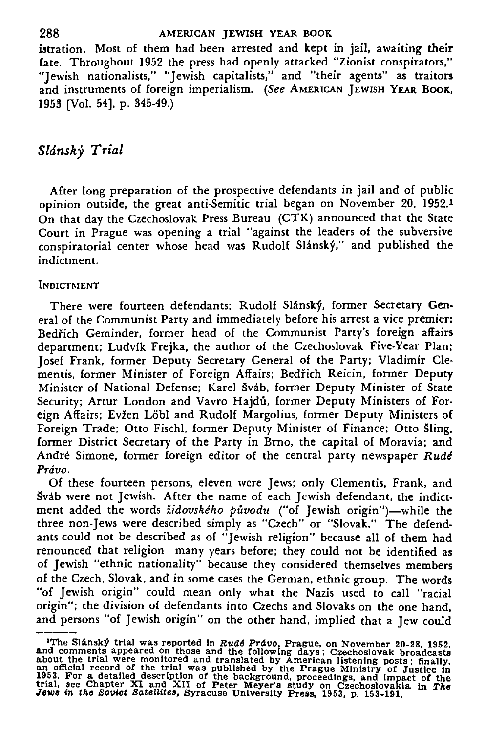istration. Most of them had been arrested and kept in jail, awaiting their fate. Throughout 1952 the press had openly attacked "Zionist conspirators," "Jewish nationalists," "Jewish capitalists," and "their agents" as traitors and instruments of foreign imperialism. (*See* AMERICAN JEWISH YEAR BOOK, 1953 [Vol. 54], p. 345-49.)

## *Slánský Trial*

After long preparation of the prospective defendants in jail and of public opinion outside, the great anti-Semitic trial began on November 20, 1952.[1] On that day the Czechoslovak Press Bureau (CTK) announced that the State Court in Prague was opening a trial "against the leaders of the subversive conspiratorial center whose head was Rudolf Slánský," and published the indictment.

### INDICTMENT

There were fourteen defendants: Rudolf Slánský, former Secretary General of the Communist Party and immediately before his arrest a vice premier; Bedřich Geminder, former head of the Communist Party's foreign affairs department; Ludvík Frejka, the author of the Czechoslovak Five-Year Plan; Josef Frank, former Deputy Secretary General of the Party; Vladimír Clementis, former Minister of Foreign Affairs; Bedřich Reicin, former Deputy Minister of National Defense; Karel Šváb, former Deputy Minister of State Security; Artur London and Vavro Hajdů, former Deputy Ministers of Foreign Affairs; Evžen Löbl and Rudolf Margolius, former Deputy Ministers of Foreign Trade; Otto Fischl, former Deputy Minister of Finance; Otto Šling, former District Secretary of the Party in Brno, the capital of Moravia; and André Simone, former foreign editor of the central party newspaper *Rudé Právo*.

Of these fourteen persons, eleven were Jews; only Clementis, Frank, and Šváb were not Jewish. After the name of each Jewish defendant, the indictment added the words *židovského původu* ("of Jewish origin")—while the three non-Jews were described simply as "Czech" or "Slovak." The defendants could not be described as of "Jewish religion" because all of them had renounced that religion many years before; they could not be identified as of Jewish "ethnic nationality" because they considered themselves members of the Czech, Slovak, and in some cases the German, ethnic group. The words "of Jewish origin" could mean only what the Nazis used to call "racial origin"; the division of defendants into Czechs and Slovaks on the one hand, and persons "of Jewish origin" on the other hand, implied that a Jew could

---

[1] The Slánský trial was reported in *Rudé Právo*, Prague, on November 20-28, 1952, and comments appeared on those and the following days; Czechoslovak broadcasts about the trial were monitored and translated by American listening posts; finally, an official record of the trial was published by the Prague Ministry of Justice in 1953. For a detailed description of the background, proceedings, and impact of the trial, *see* Chapter XI and XII of Peter Meyer's study on Czechoslovakia in *The Jews in the Soviet Satellites*, Syracuse University Press, 1953, p. 153-191.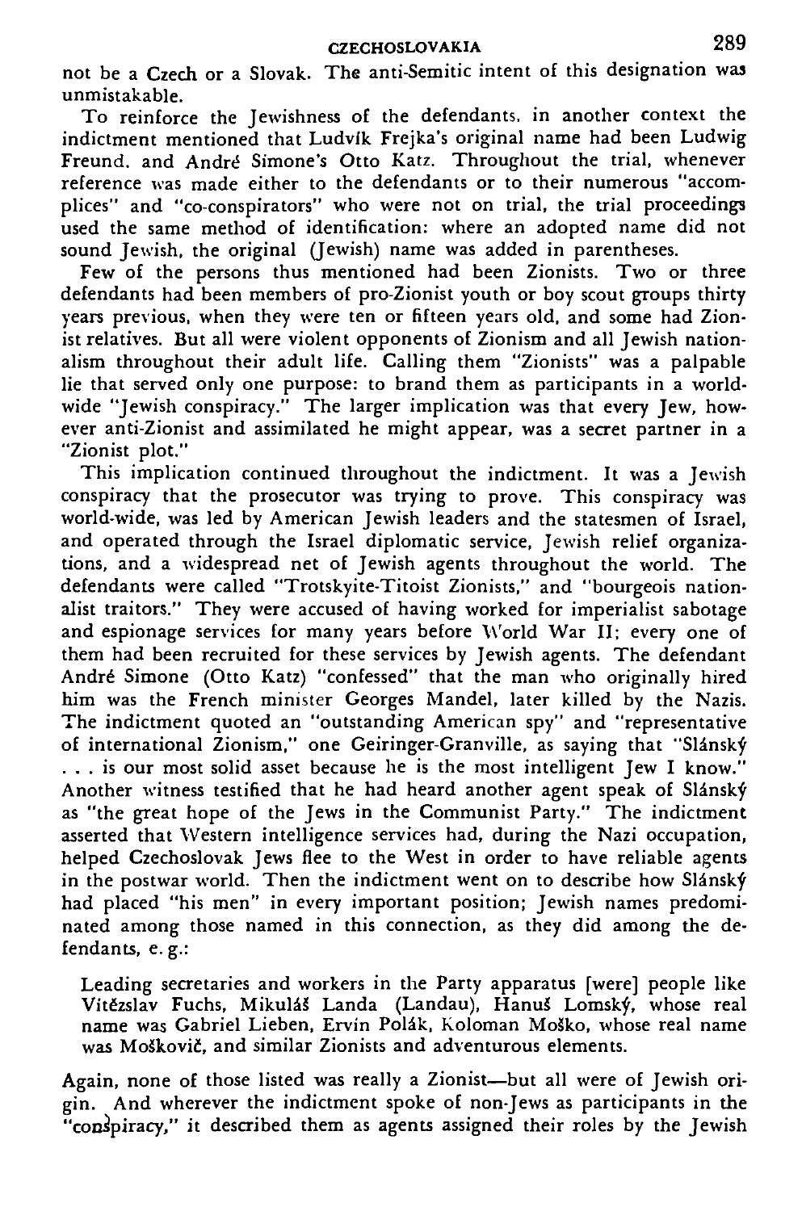not be a Czech or a Slovak. The anti-Semitic intent of this designation was unmistakable.

To reinforce the Jewishness of the defendants, in another context the indictment mentioned that Ludvík Frejka's original name had been Ludwig Freund, and André Simone's Otto Katz. Throughout the trial, whenever reference was made either to the defendants or to their numerous "accomplices" and "co-conspirators" who were not on trial, the trial proceedings used the same method of identification: where an adopted name did not sound Jewish, the original (Jewish) name was added in parentheses.

Few of the persons thus mentioned had been Zionists. Two or three defendants had been members of pro-Zionist youth or boy scout groups thirty years previous, when they were ten or fifteen years old, and some had Zionist relatives. But all were violent opponents of Zionism and all Jewish nationalism throughout their adult life. Calling them "Zionists" was a palpable lie that served only one purpose: to brand them as participants in a world-wide "Jewish conspiracy." The larger implication was that every Jew, however anti-Zionist and assimilated he might appear, was a secret partner in a "Zionist plot."

This implication continued throughout the indictment. It was a Jewish conspiracy that the prosecutor was trying to prove. This conspiracy was world-wide, was led by American Jewish leaders and the statesmen of Israel, and operated through the Israel diplomatic service, Jewish relief organizations, and a widespread net of Jewish agents throughout the world. The defendants were called "Trotskyite-Titoist Zionists," and "bourgeois nationalist traitors." They were accused of having worked for imperialist sabotage and espionage services for many years before World War II; every one of them had been recruited for these services by Jewish agents. The defendant André Simone (Otto Katz) "confessed" that the man who originally hired him was the French minister Georges Mandel, later killed by the Nazis. The indictment quoted an "outstanding American spy" and "representative of international Zionism," one Geiringer-Granville, as saying that "Slánský . . . is our most solid asset because he is the most intelligent Jew I know." Another witness testified that he had heard another agent speak of Slánský as "the great hope of the Jews in the Communist Party." The indictment asserted that Western intelligence services had, during the Nazi occupation, helped Czechoslovak Jews flee to the West in order to have reliable agents in the postwar world. Then the indictment went on to describe how Slánský had placed "his men" in every important position; Jewish names predominated among those named in this connection, as they did among the defendants, e. g.:

> Leading secretaries and workers in the Party apparatus [were] people like Vitězslav Fuchs, Mikuláš Landa (Landau), Hanuš Lomský, whose real name was Gabriel Lieben, Ervín Polák, Koloman Moško, whose real name was Moškovič, and similar Zionists and adventurous elements.

Again, none of those listed was really a Zionist—but all were of Jewish origin. And wherever the indictment spoke of non-Jews as participants in the "conspiracy," it described them as agents assigned their roles by the Jewish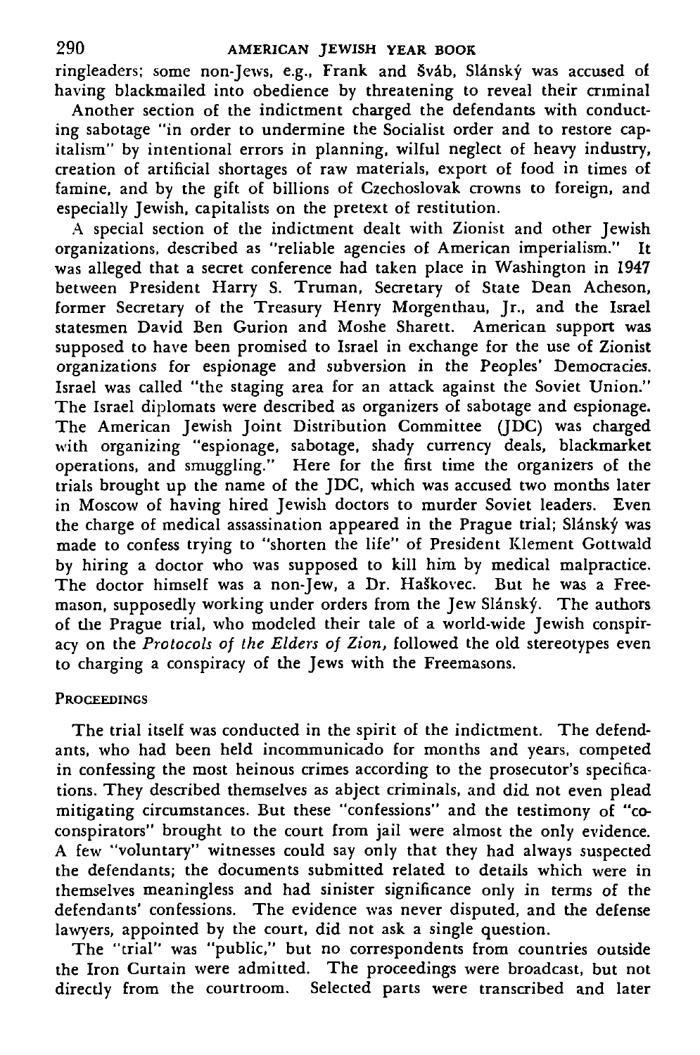ringleaders; some non-Jews, e.g., Frank and Šváb, Slánský was accused of having blackmailed into obedience by threatening to reveal their criminal

Another section of the indictment charged the defendants with conducting sabotage "in order to undermine the Socialist order and to restore capitalism" by intentional errors in planning, wilful neglect of heavy industry, creation of artificial shortages of raw materials, export of food in times of famine, and by the gift of billions of Czechoslovak crowns to foreign, and especially Jewish, capitalists on the pretext of restitution.

A special section of the indictment dealt with Zionist and other Jewish organizations, described as "reliable agencies of American imperialism." It was alleged that a secret conference had taken place in Washington in 1947 between President Harry S. Truman, Secretary of State Dean Acheson, former Secretary of the Treasury Henry Morgenthau, Jr., and the Israel statesmen David Ben Gurion and Moshe Sharett. American support was supposed to have been promised to Israel in exchange for the use of Zionist organizations for espionage and subversion in the Peoples' Democracies. Israel was called "the staging area for an attack against the Soviet Union." The Israel diplomats were described as organizers of sabotage and espionage. The American Jewish Joint Distribution Committee (JDC) was charged with organizing "espionage, sabotage, shady currency deals, blackmarket operations, and smuggling." Here for the first time the organizers of the trials brought up the name of the JDC, which was accused two months later in Moscow of having hired Jewish doctors to murder Soviet leaders. Even the charge of medical assassination appeared in the Prague trial; Slánský was made to confess trying to "shorten the life" of President Klement Gottwald by hiring a doctor who was supposed to kill him by medical malpractice. The doctor himself was a non-Jew, a Dr. Haškovec. But he was a Freemason, supposedly working under orders from the Jew Slánský. The authors of the Prague trial, who modeled their tale of a world-wide Jewish conspiracy on the *Protocols of the Elders of Zion,* followed the old stereotypes even to charging a conspiracy of the Jews with the Freemasons.

### Proceedings

The trial itself was conducted in the spirit of the indictment. The defendants, who had been held incommunicado for months and years, competed in confessing the most heinous crimes according to the prosecutor's specifications. They described themselves as abject criminals, and did not even plead mitigating circumstances. But these "confessions" and the testimony of "co-conspirators" brought to the court from jail were almost the only evidence. A few "voluntary" witnesses could say only that they had always suspected the defendants; the documents submitted related to details which were in themselves meaningless and had sinister significance only in terms of the defendants' confessions. The evidence was never disputed, and the defense lawyers, appointed by the court, did not ask a single question.

The "trial" was "public," but no correspondents from countries outside the Iron Curtain were admitted. The proceedings were broadcast, but not directly from the courtroom. Selected parts were transcribed and later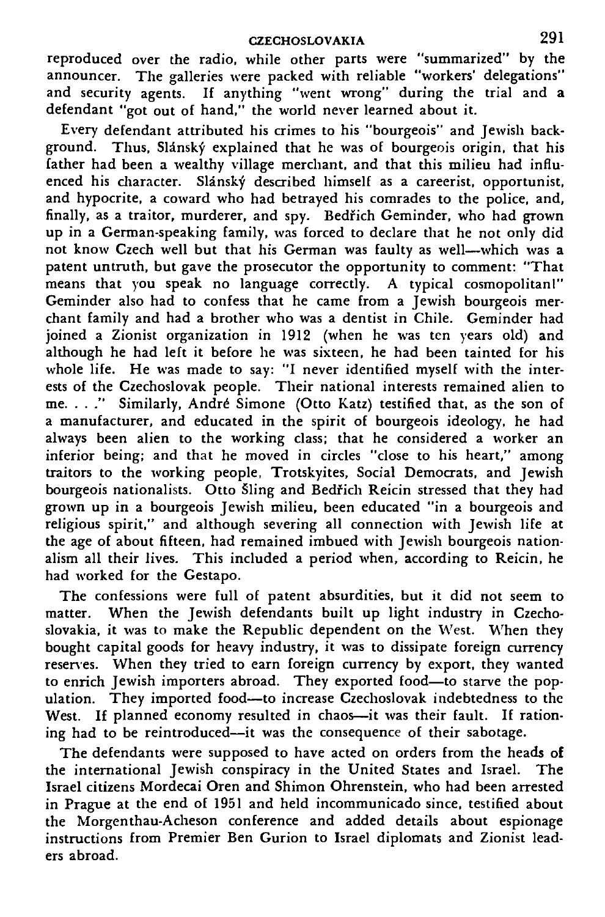reproduced over the radio, while other parts were "summarized" by the announcer. The galleries were packed with reliable "workers' delegations" and security agents. If anything "went wrong" during the trial and a defendant "got out of hand," the world never learned about it.

Every defendant attributed his crimes to his "bourgeois" and Jewish background. Thus, Slánský explained that he was of bourgeois origin, that his father had been a wealthy village merchant, and that this milieu had influenced his character. Slánský described himself as a careerist, opportunist, and hypocrite, a coward who had betrayed his comrades to the police, and, finally, as a traitor, murderer, and spy. Bedřich Geminder, who had grown up in a German-speaking family, was forced to declare that he not only did not know Czech well but that his German was faulty as well—which was a patent untruth, but gave the prosecutor the opportunity to comment: "That means that you speak no language correctly. A typical cosmopolitan!" Geminder also had to confess that he came from a Jewish bourgeois merchant family and had a brother who was a dentist in Chile. Geminder had joined a Zionist organization in 1912 (when he was ten years old) and although he had left it before he was sixteen, he had been tainted for his whole life. He was made to say: "I never identified myself with the interests of the Czechoslovak people. Their national interests remained alien to me. . . ." Similarly, André Simone (Otto Katz) testified that, as the son of a manufacturer, and educated in the spirit of bourgeois ideology, he had always been alien to the working class; that he considered a worker an inferior being; and that he moved in circles "close to his heart," among traitors to the working people, Trotskyites, Social Democrats, and Jewish bourgeois nationalists. Otto Šling and Bedřich Reicin stressed that they had grown up in a bourgeois Jewish milieu, been educated "in a bourgeois and religious spirit," and although severing all connection with Jewish life at the age of about fifteen, had remained imbued with Jewish bourgeois nationalism all their lives. This included a period when, according to Reicin, he had worked for the Gestapo.

The confessions were full of patent absurdities, but it did not seem to matter. When the Jewish defendants built up light industry in Czechoslovakia, it was to make the Republic dependent on the West. When they bought capital goods for heavy industry, it was to dissipate foreign currency reserves. When they tried to earn foreign currency by export, they wanted to enrich Jewish importers abroad. They exported food—to starve the population. They imported food—to increase Czechoslovak indebtedness to the West. If planned economy resulted in chaos—it was their fault. If rationing had to be reintroduced—it was the consequence of their sabotage.

The defendants were supposed to have acted on orders from the heads of the international Jewish conspiracy in the United States and Israel. The Israel citizens Mordecai Oren and Shimon Ohrenstein, who had been arrested in Prague at the end of 1951 and held incommunicado since, testified about the Morgenthau-Acheson conference and added details about espionage instructions from Premier Ben Gurion to Israel diplomats and Zionist leaders abroad.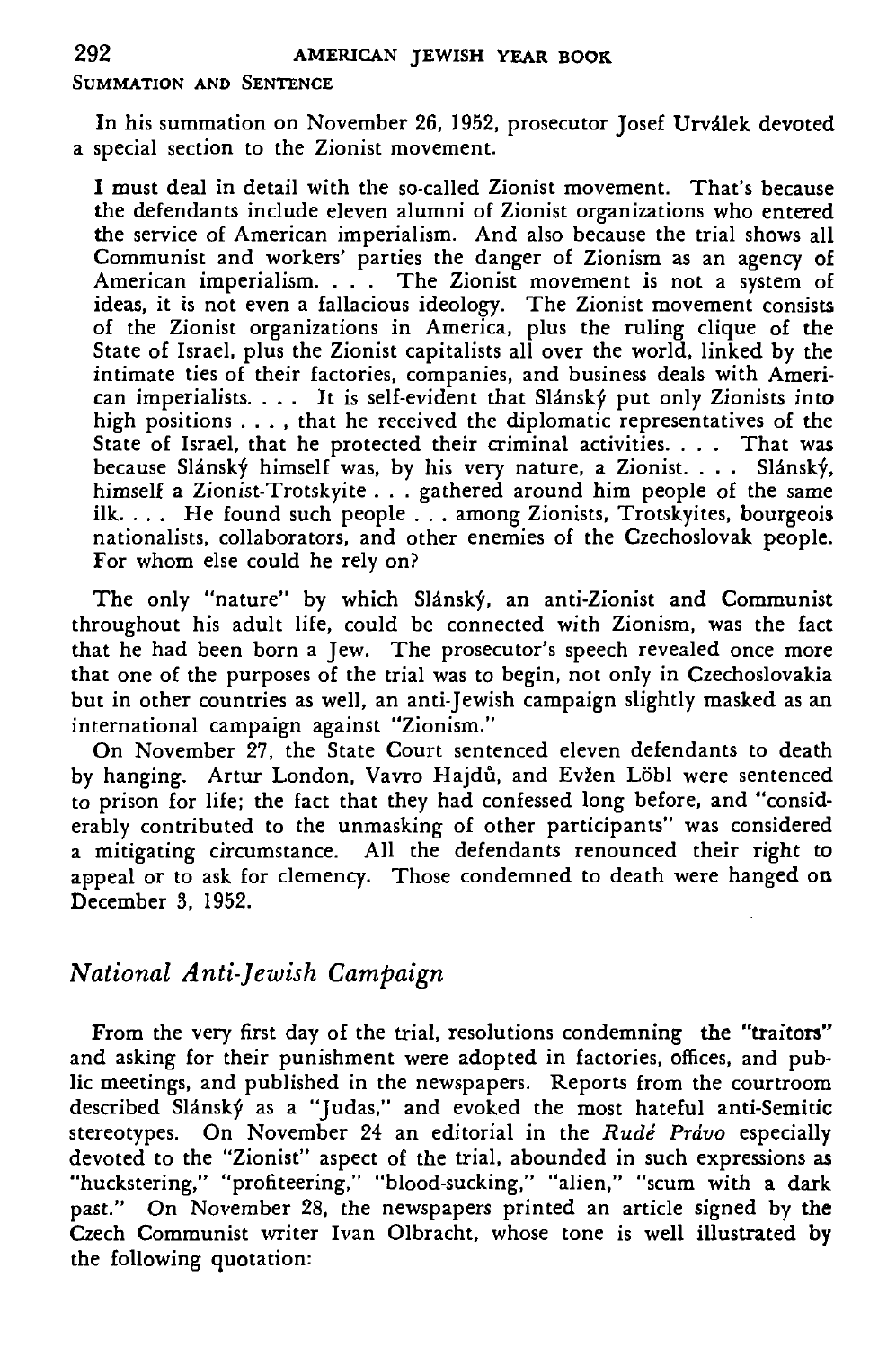### Summation and Sentence

In his summation on November 26, 1952, prosecutor Josef Urválek devoted a special section to the Zionist movement.

> I must deal in detail with the so-called Zionist movement. That's because the defendants include eleven alumni of Zionist organizations who entered the service of American imperialism. And also because the trial shows all Communist and workers' parties the danger of Zionism as an agency of American imperialism. . . . The Zionist movement is not a system of ideas, it is not even a fallacious ideology. The Zionist movement consists of the Zionist organizations in America, plus the ruling clique of the State of Israel, plus the Zionist capitalists all over the world, linked by the intimate ties of their factories, companies, and business deals with American imperialists. . . . It is self-evident that Slánský put only Zionists into high positions . . . , that he received the diplomatic representatives of the State of Israel, that he protected their criminal activities. . . . That was because Slánský himself was, by his very nature, a Zionist. . . . Slánský, himself a Zionist-Trotskyite . . . gathered around him people of the same ilk. . . . He found such people . . . among Zionists, Trotskyites, bourgeois nationalists, collaborators, and other enemies of the Czechoslovak people. For whom else could he rely on?

The only "nature" by which Slánský, an anti-Zionist and Communist throughout his adult life, could be connected with Zionism, was the fact that he had been born a Jew. The prosecutor's speech revealed once more that one of the purposes of the trial was to begin, not only in Czechoslovakia but in other countries as well, an anti-Jewish campaign slightly masked as an international campaign against "Zionism."

On November 27, the State Court sentenced eleven defendants to death by hanging. Artur London, Vavro Hajdů, and Evžen Löbl were sentenced to prison for life; the fact that they had confessed long before, and "considerably contributed to the unmasking of other participants" was considered a mitigating circumstance. All the defendants renounced their right to appeal or to ask for clemency. Those condemned to death were hanged on December 3, 1952.

## *National Anti-Jewish Campaign*

From the very first day of the trial, resolutions condemning the "traitors" and asking for their punishment were adopted in factories, offices, and public meetings, and published in the newspapers. Reports from the courtroom described Slánský as a "Judas," and evoked the most hateful anti-Semitic stereotypes. On November 24 an editorial in the *Rudé Právo* especially devoted to the "Zionist" aspect of the trial, abounded in such expressions as "huckstering," "profiteering," "blood-sucking," "alien," "scum with a dark past." On November 28, the newspapers printed an article signed by the Czech Communist writer Ivan Olbracht, whose tone is well illustrated by the following quotation: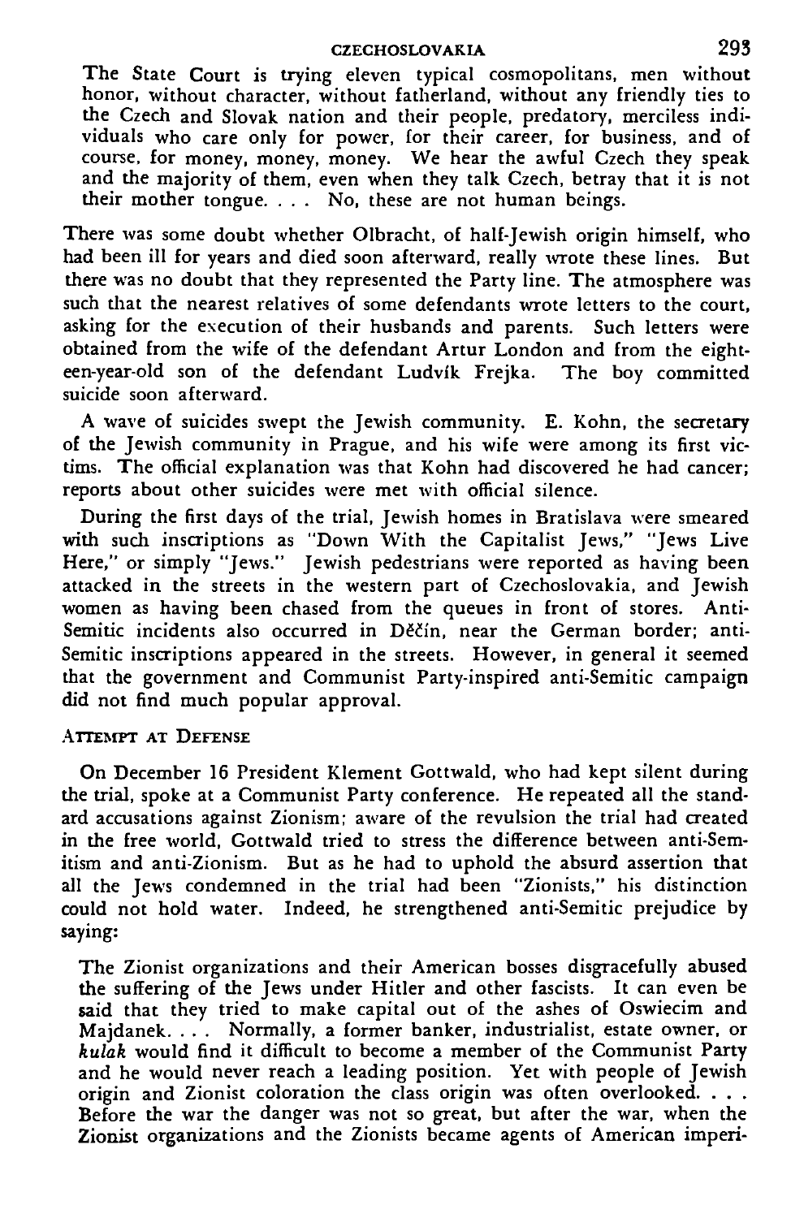> The State Court is trying eleven typical cosmopolitans, men without honor, without character, without fatherland, without any friendly ties to the Czech and Slovak nation and their people, predatory, merciless individuals who care only for power, for their career, for business, and of course, for money, money, money. We hear the awful Czech they speak and the majority of them, even when they talk Czech, betray that it is not their mother tongue. . . . No, these are not human beings.

There was some doubt whether Olbracht, of half-Jewish origin himself, who had been ill for years and died soon afterward, really wrote these lines. But there was no doubt that they represented the Party line. The atmosphere was such that the nearest relatives of some defendants wrote letters to the court, asking for the execution of their husbands and parents. Such letters were obtained from the wife of the defendant Artur London and from the eighteen-year-old son of the defendant Ludvík Frejka. The boy committed suicide soon afterward.

A wave of suicides swept the Jewish community. E. Kohn, the secretary of the Jewish community in Prague, and his wife were among its first victims. The official explanation was that Kohn had discovered he had cancer; reports about other suicides were met with official silence.

During the first days of the trial, Jewish homes in Bratislava were smeared with such inscriptions as "Down With the Capitalist Jews," "Jews Live Here," or simply "Jews." Jewish pedestrians were reported as having been attacked in the streets in the western part of Czechoslovakia, and Jewish women as having been chased from the queues in front of stores. Anti-Semitic incidents also occurred in Děčín, near the German border; anti-Semitic inscriptions appeared in the streets. However, in general it seemed that the government and Communist Party-inspired anti-Semitic campaign did not find much popular approval.

### Attempt at Defense

On December 16 President Klement Gottwald, who had kept silent during the trial, spoke at a Communist Party conference. He repeated all the standard accusations against Zionism; aware of the revulsion the trial had created in the free world, Gottwald tried to stress the difference between anti-Semitism and anti-Zionism. But as he had to uphold the absurd assertion that all the Jews condemned in the trial had been "Zionists," his distinction could not hold water. Indeed, he strengthened anti-Semitic prejudice by saying:

> The Zionist organizations and their American bosses disgracefully abused the suffering of the Jews under Hitler and other fascists. It can even be said that they tried to make capital out of the ashes of Oswiecim and Majdanek. . . . Normally, a former banker, industrialist, estate owner, or *kulak* would find it difficult to become a member of the Communist Party and he would never reach a leading position. Yet with people of Jewish origin and Zionist coloration the class origin was often overlooked. . . . Before the war the danger was not so great, but after the war, when the Zionist organizations and the Zionists became agents of American imperi-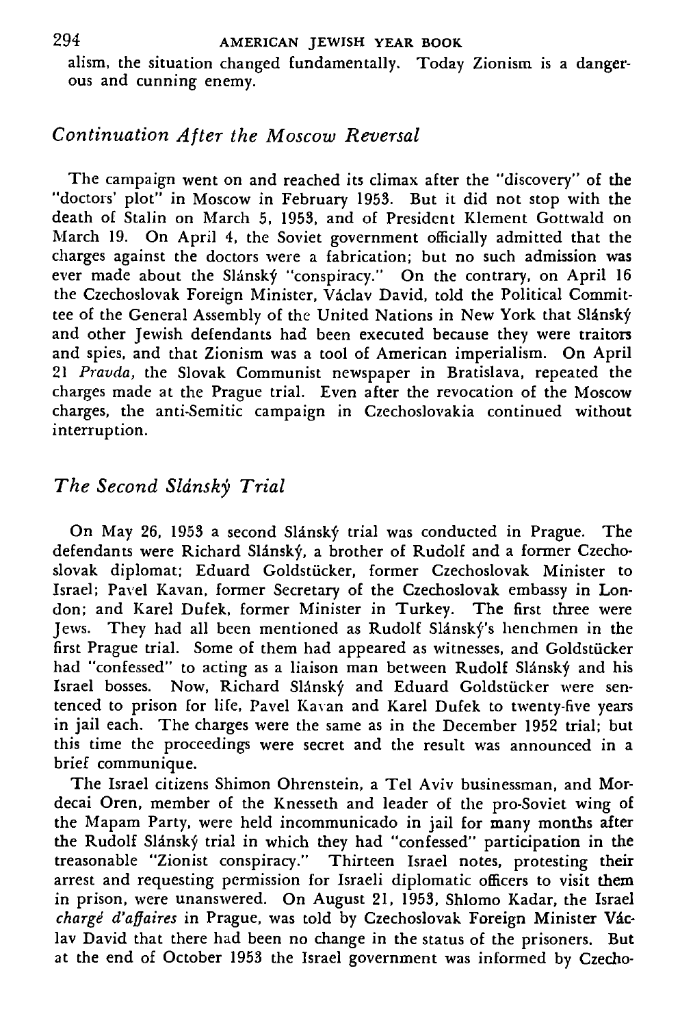alism, the situation changed fundamentally. Today Zionism is a dangerous and cunning enemy.

### *Continuation After the Moscow Reversal*

The campaign went on and reached its climax after the "discovery" of the "doctors' plot" in Moscow in February 1953. But it did not stop with the death of Stalin on March 5, 1953, and of President Klement Gottwald on March 19. On April 4, the Soviet government officially admitted that the charges against the doctors were a fabrication; but no such admission was ever made about the Slánský "conspiracy." On the contrary, on April 16 the Czechoslovak Foreign Minister, Václav David, told the Political Committee of the General Assembly of the United Nations in New York that Slánský and other Jewish defendants had been executed because they were traitors and spies, and that Zionism was a tool of American imperialism. On April 21 *Pravda*, the Slovak Communist newspaper in Bratislava, repeated the charges made at the Prague trial. Even after the revocation of the Moscow charges, the anti-Semitic campaign in Czechoslovakia continued without interruption.

### *The Second Slánský Trial*

On May 26, 1953 a second Slánský trial was conducted in Prague. The defendants were Richard Slánský, a brother of Rudolf and a former Czechoslovak diplomat; Eduard Goldstücker, former Czechoslovak Minister to Israel; Pavel Kavan, former Secretary of the Czechoslovak embassy in London; and Karel Dufek, former Minister in Turkey. The first three were Jews. They had all been mentioned as Rudolf Slánský's henchmen in the first Prague trial. Some of them had appeared as witnesses, and Goldstücker had "confessed" to acting as a liaison man between Rudolf Slánský and his Israel bosses. Now, Richard Slánský and Eduard Goldstücker were sentenced to prison for life, Pavel Kavan and Karel Dufek to twenty-five years in jail each. The charges were the same as in the December 1952 trial; but this time the proceedings were secret and the result was announced in a brief communique.

The Israel citizens Shimon Ohrenstein, a Tel Aviv businessman, and Mordecai Oren, member of the Knesseth and leader of the pro-Soviet wing of the Mapam Party, were held incommunicado in jail for many months after the Rudolf Slánský trial in which they had "confessed" participation in the treasonable "Zionist conspiracy." Thirteen Israel notes, protesting their arrest and requesting permission for Israeli diplomatic officers to visit them in prison, were unanswered. On August 21, 1953, Shlomo Kadar, the Israel *chargé d'affaires* in Prague, was told by Czechoslovak Foreign Minister Václav David that there had been no change in the status of the prisoners. But at the end of October 1953 the Israel government was informed by Czecho-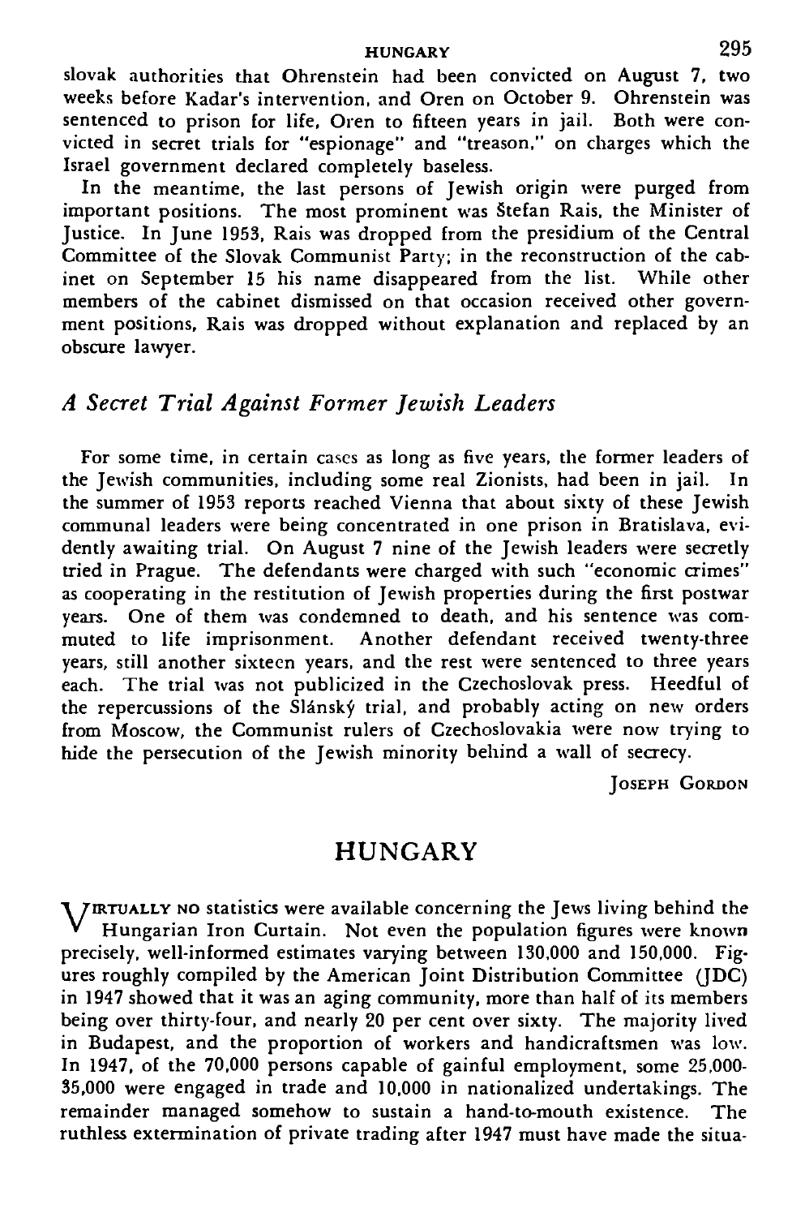slovak authorities that Ohrenstein had been convicted on August 7, two weeks before Kadar's intervention, and Oren on October 9. Ohrenstein was sentenced to prison for life, Oren to fifteen years in jail. Both were convicted in secret trials for "espionage" and "treason," on charges which the Israel government declared completely baseless.

In the meantime, the last persons of Jewish origin were purged from important positions. The most prominent was Štefan Rais, the Minister of Justice. In June 1953, Rais was dropped from the presidium of the Central Committee of the Slovak Communist Party; in the reconstruction of the cabinet on September 15 his name disappeared from the list. While other members of the cabinet dismissed on that occasion received other government positions, Rais was dropped without explanation and replaced by an obscure lawyer.

### *A Secret Trial Against Former Jewish Leaders*

For some time, in certain cases as long as five years, the former leaders of the Jewish communities, including some real Zionists, had been in jail. In the summer of 1953 reports reached Vienna that about sixty of these Jewish communal leaders were being concentrated in one prison in Bratislava, evidently awaiting trial. On August 7 nine of the Jewish leaders were secretly tried in Prague. The defendants were charged with such "economic crimes" as cooperating in the restitution of Jewish properties during the first postwar years. One of them was condemned to death, and his sentence was commuted to life imprisonment. Another defendant received twenty-three years, still another sixteen years, and the rest were sentenced to three years each. The trial was not publicized in the Czechoslovak press. Heedful of the repercussions of the Slánský trial, and probably acting on new orders from Moscow, the Communist rulers of Czechoslovakia were now trying to hide the persecution of the Jewish minority behind a wall of secrecy.

Joseph Gordon

## HUNGARY

Virtually no statistics were available concerning the Jews living behind the Hungarian Iron Curtain. Not even the population figures were known precisely, well-informed estimates varying between 130,000 and 150,000. Figures roughly compiled by the American Joint Distribution Committee (JDC) in 1947 showed that it was an aging community, more than half of its members being over thirty-four, and nearly 20 per cent over sixty. The majority lived in Budapest, and the proportion of workers and handicraftsmen was low. In 1947, of the 70,000 persons capable of gainful employment, some 25,000-35,000 were engaged in trade and 10,000 in nationalized undertakings. The remainder managed somehow to sustain a hand-to-mouth existence. The ruthless extermination of private trading after 1947 must have made the situa-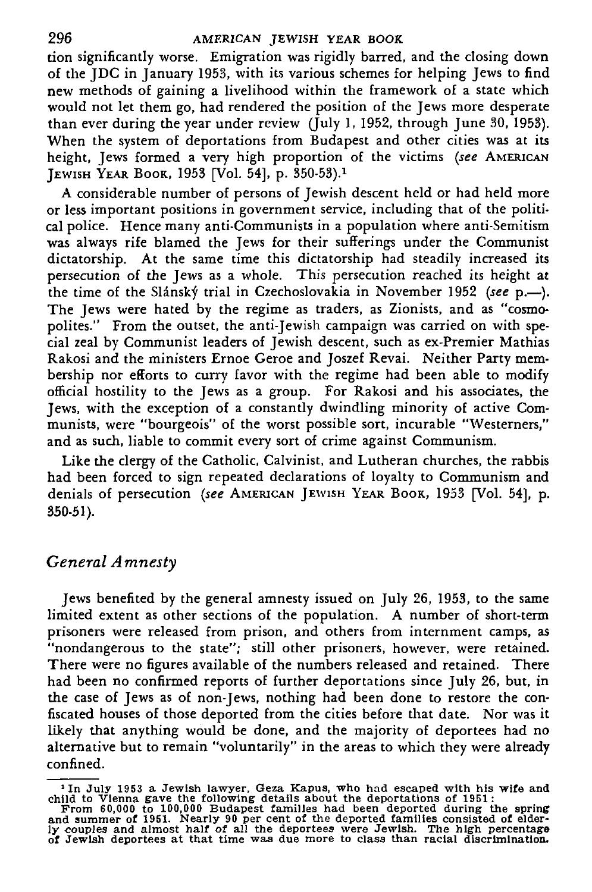tion significantly worse. Emigration was rigidly barred, and the closing down of the JDC in January 1953, with its various schemes for helping Jews to find new methods of gaining a livelihood within the framework of a state which would not let them go, had rendered the position of the Jews more desperate than ever during the year under review (July 1, 1952, through June 30, 1953). When the system of deportations from Budapest and other cities was at its height, Jews formed a very high proportion of the victims (*see* AMERICAN JEWISH YEAR BOOK, 1953 [Vol. 54], p. 350-53).[1]

A considerable number of persons of Jewish descent held or had held more or less important positions in government service, including that of the political police. Hence many anti-Communists in a population where anti-Semitism was always rife blamed the Jews for their sufferings under the Communist dictatorship. At the same time this dictatorship had steadily increased its persecution of the Jews as a whole. This persecution reached its height at the time of the Slánský trial in Czechoslovakia in November 1952 (*see* p.—). The Jews were hated by the regime as traders, as Zionists, and as "cosmopolites." From the outset, the anti-Jewish campaign was carried on with special zeal by Communist leaders of Jewish descent, such as ex-Premier Mathias Rakosi and the ministers Ernoe Geroe and Joszef Revai. Neither Party membership nor efforts to curry favor with the regime had been able to modify official hostility to the Jews as a group. For Rakosi and his associates, the Jews, with the exception of a constantly dwindling minority of active Communists, were "bourgeois" of the worst possible sort, incurable "Westerners," and as such, liable to commit every sort of crime against Communism.

Like the clergy of the Catholic, Calvinist, and Lutheran churches, the rabbis had been forced to sign repeated declarations of loyalty to Communism and denials of persecution (*see* AMERICAN JEWISH YEAR BOOK, 1953 [Vol. 54], p. 350-51).

## *General Amnesty*

Jews benefited by the general amnesty issued on July 26, 1953, to the same limited extent as other sections of the population. A number of short-term prisoners were released from prison, and others from internment camps, as "nondangerous to the state"; still other prisoners, however, were retained. There were no figures available of the numbers released and retained. There had been no confirmed reports of further deportations since July 26, but, in the case of Jews as of non-Jews, nothing had been done to restore the confiscated houses of those deported from the cities before that date. Nor was it likely that anything would be done, and the majority of deportees had no alternative but to remain "voluntarily" in the areas to which they were already confined.

---

[1] In July 1953 a Jewish lawyer, Geza Kapus, who had escaped with his wife and child to Vienna gave the following details about the deportations of 1951:

From 60,000 to 100,000 Budapest families had been deported during the spring and summer of 1951. Nearly 90 per cent of the deported families consisted of elderly couples and almost half of all the deportees were Jewish. The high percentage of Jewish deportees at that time was due more to class than racial discrimination.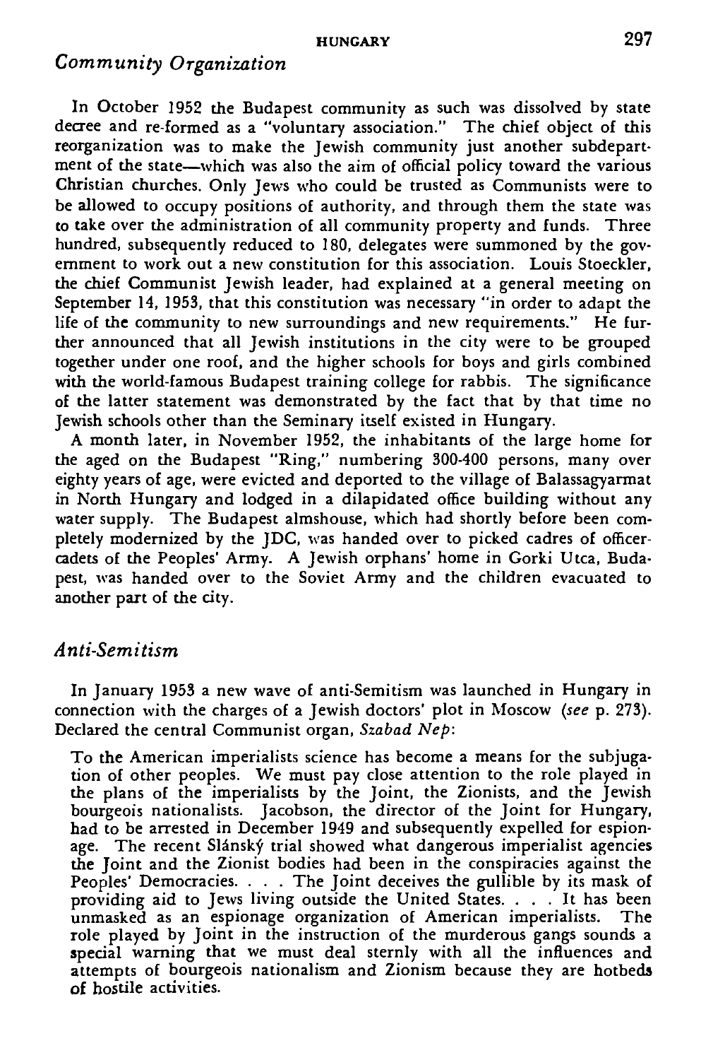### *Community Organization*

In October 1952 the Budapest community as such was dissolved by state decree and re-formed as a "voluntary association." The chief object of this reorganization was to make the Jewish community just another subdepartment of the state—which was also the aim of official policy toward the various Christian churches. Only Jews who could be trusted as Communists were to be allowed to occupy positions of authority, and through them the state was to take over the administration of all community property and funds. Three hundred, subsequently reduced to 180, delegates were summoned by the government to work out a new constitution for this association. Louis Stoeckler, the chief Communist Jewish leader, had explained at a general meeting on September 14, 1953, that this constitution was necessary "in order to adapt the life of the community to new surroundings and new requirements." He further announced that all Jewish institutions in the city were to be grouped together under one roof, and the higher schools for boys and girls combined with the world-famous Budapest training college for rabbis. The significance of the latter statement was demonstrated by the fact that by that time no Jewish schools other than the Seminary itself existed in Hungary.

A month later, in November 1952, the inhabitants of the large home for the aged on the Budapest "Ring," numbering 300-400 persons, many over eighty years of age, were evicted and deported to the village of Balassagyarmat in North Hungary and lodged in a dilapidated office building without any water supply. The Budapest almshouse, which had shortly before been completely modernized by the JDC, was handed over to picked cadres of officer-cadets of the Peoples' Army. A Jewish orphans' home in Gorki Utca, Budapest, was handed over to the Soviet Army and the children evacuated to another part of the city.

### *Anti-Semitism*

In January 1953 a new wave of anti-Semitism was launched in Hungary in connection with the charges of a Jewish doctors' plot in Moscow (*see* p. 273). Declared the central Communist organ, *Szabad Nep*:

> To the American imperialists science has become a means for the subjugation of other peoples. We must pay close attention to the role played in the plans of the imperialists by the Joint, the Zionists, and the Jewish bourgeois nationalists. Jacobson, the director of the Joint for Hungary, had to be arrested in December 1949 and subsequently expelled for espionage. The recent Slánský trial showed what dangerous imperialist agencies the Joint and the Zionist bodies had been in the conspiracies against the Peoples' Democracies. . . . The Joint deceives the gullible by its mask of providing aid to Jews living outside the United States. . . . It has been unmasked as an espionage organization of American imperialists. The role played by Joint in the instruction of the murderous gangs sounds a special warning that we must deal sternly with all the influences and attempts of bourgeois nationalism and Zionism because they are hotbeds of hostile activities.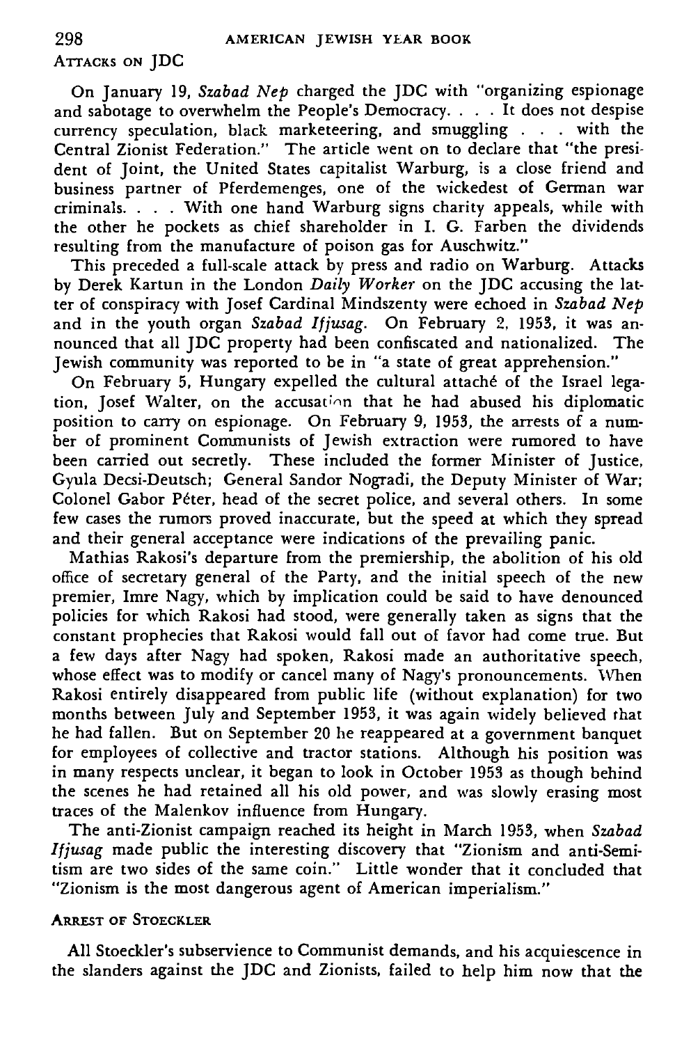### Attacks on JDC

On January 19, *Szabad Nep* charged the JDC with "organizing espionage and sabotage to overwhelm the People's Democracy. . . . It does not despise currency speculation, black marketeering, and smuggling . . . with the Central Zionist Federation." The article went on to declare that "the president of Joint, the United States capitalist Warburg, is a close friend and business partner of Pferdemenges, one of the wickedest of German war criminals. . . . With one hand Warburg signs charity appeals, while with the other he pockets as chief shareholder in I. G. Farben the dividends resulting from the manufacture of poison gas for Auschwitz."

This preceded a full-scale attack by press and radio on Warburg. Attacks by Derek Kartun in the London *Daily Worker* on the JDC accusing the latter of conspiracy with Josef Cardinal Mindszenty were echoed in *Szabad Nep* and in the youth organ *Szabad Ifjusag*. On February 2, 1953, it was announced that all JDC property had been confiscated and nationalized. The Jewish community was reported to be in "a state of great apprehension."

On February 5, Hungary expelled the cultural attaché of the Israel legation, Josef Walter, on the accusation that he had abused his diplomatic position to carry on espionage. On February 9, 1953, the arrests of a number of prominent Communists of Jewish extraction were rumored to have been carried out secretly. These included the former Minister of Justice, Gyula Decsi-Deutsch; General Sandor Nogradi, the Deputy Minister of War; Colonel Gabor Péter, head of the secret police, and several others. In some few cases the rumors proved inaccurate, but the speed at which they spread and their general acceptance were indications of the prevailing panic.

Mathias Rakosi's departure from the premiership, the abolition of his old office of secretary general of the Party, and the initial speech of the new premier, Imre Nagy, which by implication could be said to have denounced policies for which Rakosi had stood, were generally taken as signs that the constant prophecies that Rakosi would fall out of favor had come true. But a few days after Nagy had spoken, Rakosi made an authoritative speech, whose effect was to modify or cancel many of Nagy's pronouncements. When Rakosi entirely disappeared from public life (without explanation) for two months between July and September 1953, it was again widely believed that he had fallen. But on September 20 he reappeared at a government banquet for employees of collective and tractor stations. Although his position was in many respects unclear, it began to look in October 1953 as though behind the scenes he had retained all his old power, and was slowly erasing most traces of the Malenkov influence from Hungary.

The anti-Zionist campaign reached its height in March 1953, when *Szabad Ifjusag* made public the interesting discovery that "Zionism and anti-Semitism are two sides of the same coin." Little wonder that it concluded that "Zionism is the most dangerous agent of American imperialism."

### Arrest of Stoeckler

All Stoeckler's subservience to Communist demands, and his acquiescence in the slanders against the JDC and Zionists, failed to help him now that the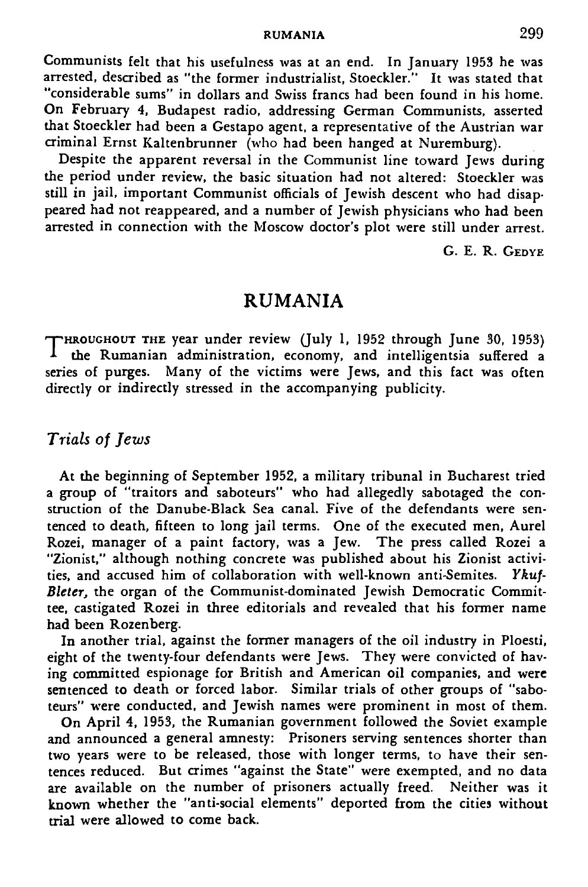Communists felt that his usefulness was at an end. In January 1953 he was arrested, described as "the former industrialist, Stoeckler." It was stated that "considerable sums" in dollars and Swiss francs had been found in his home. On February 4, Budapest radio, addressing German Communists, asserted that Stoeckler had been a Gestapo agent, a representative of the Austrian war criminal Ernst Kaltenbrunner (who had been hanged at Nuremburg).

Despite the apparent reversal in the Communist line toward Jews during the period under review, the basic situation had not altered: Stoeckler was still in jail, important Communist officials of Jewish descent who had disappeared had not reappeared, and a number of Jewish physicians who had been arrested in connection with the Moscow doctor's plot were still under arrest.

G. E. R. Gedye

# RUMANIA

Throughout the year under review (July 1, 1952 through June 30, 1953) the Rumanian administration, economy, and intelligentsia suffered a series of purges. Many of the victims were Jews, and this fact was often directly or indirectly stressed in the accompanying publicity.

## *Trials of Jews*

At the beginning of September 1952, a military tribunal in Bucharest tried a group of "traitors and saboteurs" who had allegedly sabotaged the construction of the Danube-Black Sea canal. Five of the defendants were sentenced to death, fifteen to long jail terms. One of the executed men, Aurel Rozei, manager of a paint factory, was a Jew. The press called Rozei a "Zionist," although nothing concrete was published about his Zionist activities, and accused him of collaboration with well-known anti-Semites. *Ykuf-Bleter,* the organ of the Communist-dominated Jewish Democratic Committee, castigated Rozei in three editorials and revealed that his former name had been Rozenberg.

In another trial, against the former managers of the oil industry in Ploesti, eight of the twenty-four defendants were Jews. They were convicted of having committed espionage for British and American oil companies, and were sentenced to death or forced labor. Similar trials of other groups of "saboteurs" were conducted, and Jewish names were prominent in most of them.

On April 4, 1953, the Rumanian government followed the Soviet example and announced a general amnesty: Prisoners serving sentences shorter than two years were to be released, those with longer terms, to have their sentences reduced. But crimes "against the State" were exempted, and no data are available on the number of prisoners actually freed. Neither was it known whether the "anti-social elements" deported from the cities without trial were allowed to come back.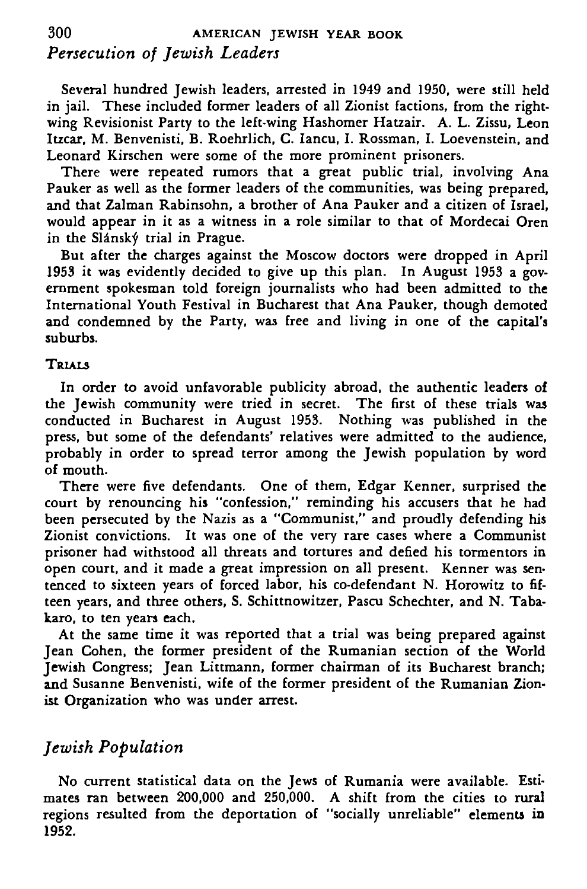## *Persecution of Jewish Leaders*

Several hundred Jewish leaders, arrested in 1949 and 1950, were still held in jail. These included former leaders of all Zionist factions, from the right-wing Revisionist Party to the left-wing Hashomer Hatzair. A. L. Zissu, Leon Itzcar, M. Benvenisti, B. Roehrlich, C. Iancu, I. Rossman, I. Loevenstein, and Leonard Kirschen were some of the more prominent prisoners.

There were repeated rumors that a great public trial, involving Ana Pauker as well as the former leaders of the communities, was being prepared, and that Zalman Rabinsohn, a brother of Ana Pauker and a citizen of Israel, would appear in it as a witness in a role similar to that of Mordecai Oren in the Slánský trial in Prague.

But after the charges against the Moscow doctors were dropped in April 1953 it was evidently decided to give up this plan. In August 1953 a government spokesman told foreign journalists who had been admitted to the International Youth Festival in Bucharest that Ana Pauker, though demoted and condemned by the Party, was free and living in one of the capital's suburbs.

### Trials

In order to avoid unfavorable publicity abroad, the authentic leaders of the Jewish community were tried in secret. The first of these trials was conducted in Bucharest in August 1953. Nothing was published in the press, but some of the defendants' relatives were admitted to the audience, probably in order to spread terror among the Jewish population by word of mouth.

There were five defendants. One of them, Edgar Kenner, surprised the court by renouncing his "confession," reminding his accusers that he had been persecuted by the Nazis as a "Communist," and proudly defending his Zionist convictions. It was one of the very rare cases where a Communist prisoner had withstood all threats and tortures and defied his tormentors in open court, and it made a great impression on all present. Kenner was sentenced to sixteen years of forced labor, his co-defendant N. Horowitz to fifteen years, and three others, S. Schittnowitzer, Pascu Schechter, and N. Tabakaro, to ten years each.

At the same time it was reported that a trial was being prepared against Jean Cohen, the former president of the Rumanian section of the World Jewish Congress; Jean Littmann, former chairman of its Bucharest branch; and Susanne Benvenisti, wife of the former president of the Rumanian Zionist Organization who was under arrest.

## *Jewish Population*

No current statistical data on the Jews of Rumania were available. Estimates ran between 200,000 and 250,000. A shift from the cities to rural regions resulted from the deportation of "socially unreliable" elements in 1952.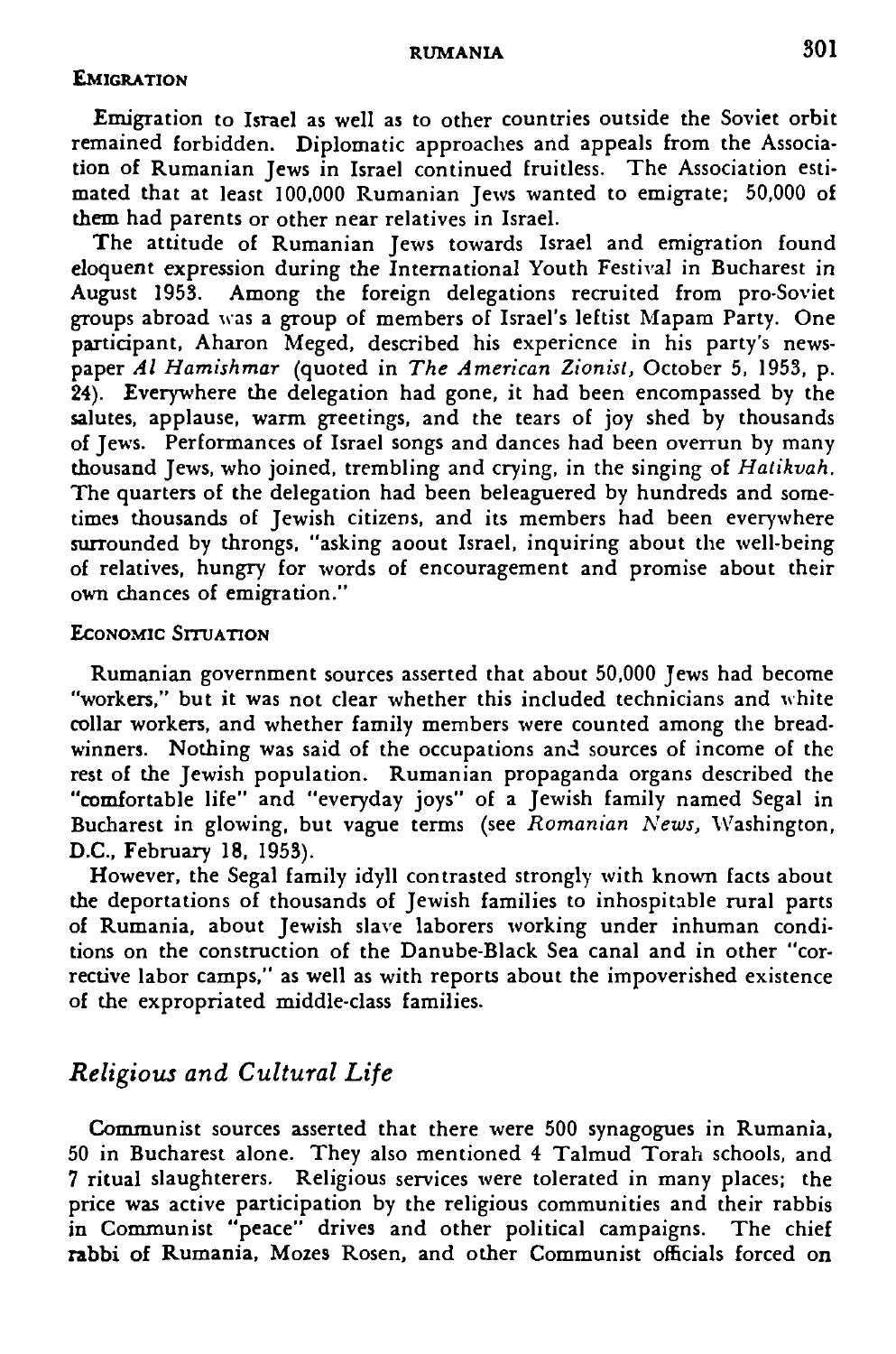#### EMIGRATION

Emigration to Israel as well as to other countries outside the Soviet orbit remained forbidden. Diplomatic approaches and appeals from the Association of Rumanian Jews in Israel continued fruitless. The Association estimated that at least 100,000 Rumanian Jews wanted to emigrate; 50,000 of them had parents or other near relatives in Israel.

The attitude of Rumanian Jews towards Israel and emigration found eloquent expression during the International Youth Festival in Bucharest in August 1953. Among the foreign delegations recruited from pro-Soviet groups abroad was a group of members of Israel's leftist Mapam Party. One participant, Aharon Meged, described his experience in his party's newspaper *Al Hamishmar* (quoted in *The American Zionist*, October 5, 1953, p. 24). Everywhere the delegation had gone, it had been encompassed by the salutes, applause, warm greetings, and the tears of joy shed by thousands of Jews. Performances of Israel songs and dances had been overrun by many thousand Jews, who joined, trembling and crying, in the singing of *Hatikvah*. The quarters of the delegation had been beleaguered by hundreds and sometimes thousands of Jewish citizens, and its members had been everywhere surrounded by throngs, "asking aoout Israel, inquiring about the well-being of relatives, hungry for words of encouragement and promise about their own chances of emigration."

#### ECONOMIC SITUATION

Rumanian government sources asserted that about 50,000 Jews had become "workers," but it was not clear whether this included technicians and white collar workers, and whether family members were counted among the breadwinners. Nothing was said of the occupations and sources of income of the rest of the Jewish population. Rumanian propaganda organs described the "comfortable life" and "everyday joys" of a Jewish family named Segal in Bucharest in glowing, but vague terms (see *Romanian News*, Washington, D.C., February 18, 1953).

However, the Segal family idyll contrasted strongly with known facts about the deportations of thousands of Jewish families to inhospitable rural parts of Rumania, about Jewish slave laborers working under inhuman conditions on the construction of the Danube-Black Sea canal and in other "corrective labor camps," as well as with reports about the impoverished existence of the expropriated middle-class families.

### *Religious and Cultural Life*

Communist sources asserted that there were 500 synagogues in Rumania, 50 in Bucharest alone. They also mentioned 4 Talmud Torah schools, and 7 ritual slaughterers. Religious services were tolerated in many places; the price was active participation by the religious communities and their rabbis in Communist "peace" drives and other political campaigns. The chief rabbi of Rumania, Mozes Rosen, and other Communist officials forced on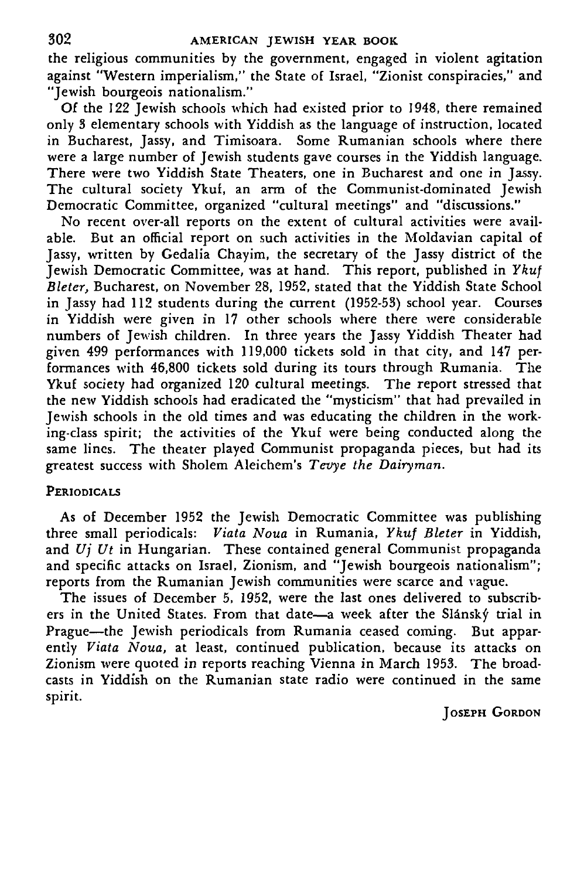the religious communities by the government, engaged in violent agitation against "Western imperialism," the State of Israel, "Zionist conspiracies," and "Jewish bourgeois nationalism."

Of the 122 Jewish schools which had existed prior to 1948, there remained only 3 elementary schools with Yiddish as the language of instruction, located in Bucharest, Jassy, and Timisoara. Some Rumanian schools where there were a large number of Jewish students gave courses in the Yiddish language. There were two Yiddish State Theaters, one in Bucharest and one in Jassy. The cultural society Ykuf, an arm of the Communist-dominated Jewish Democratic Committee, organized "cultural meetings" and "discussions."

No recent over-all reports on the extent of cultural activities were available. But an official report on such activities in the Moldavian capital of Jassy, written by Gedalia Chayim, the secretary of the Jassy district of the Jewish Democratic Committee, was at hand. This report, published in *Ykuf Bleter,* Bucharest, on November 28, 1952, stated that the Yiddish State School in Jassy had 112 students during the current (1952-53) school year. Courses in Yiddish were given in 17 other schools where there were considerable numbers of Jewish children. In three years the Jassy Yiddish Theater had given 499 performances with 119,000 tickets sold in that city, and 147 performances with 46,800 tickets sold during its tours through Rumania. The Ykuf society had organized 120 cultural meetings. The report stressed that the new Yiddish schools had eradicated the "mysticism" that had prevailed in Jewish schools in the old times and was educating the children in the working-class spirit; the activities of the Ykuf were being conducted along the same lines. The theater played Communist propaganda pieces, but had its greatest success with Sholem Aleichem's *Tevye the Dairyman.*

### Periodicals

As of December 1952 the Jewish Democratic Committee was publishing three small periodicals: *Viata Noua* in Rumania, *Ykuf Bleter* in Yiddish, and *Uj Ut* in Hungarian. These contained general Communist propaganda and specific attacks on Israel, Zionism, and "Jewish bourgeois nationalism"; reports from the Rumanian Jewish communities were scarce and vague.

The issues of December 5, 1952, were the last ones delivered to subscribers in the United States. From that date—a week after the Slánský trial in Prague—the Jewish periodicals from Rumania ceased coming. But apparently *Viata Noua,* at least, continued publication, because its attacks on Zionism were quoted in reports reaching Vienna in March 1953. The broadcasts in Yiddish on the Rumanian state radio were continued in the same spirit.

Joseph Gordon